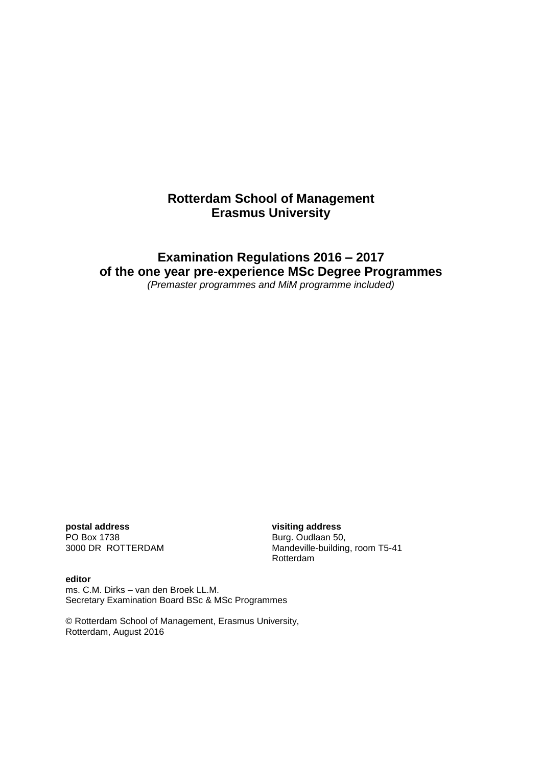# Rotterdam School of Management
# Erasmus University

## Examination Regulations 2016 – 2017
## of the one year pre-experience MSc Degree Programmes

*(Premaster programmes and MiM programme included)*

**postal address**
PO Box 1738
3000 DR ROTTERDAM

**visiting address**
Burg. Oudlaan 50,
Mandeville-building, room T5-41
Rotterdam

**editor**
ms. C.M. Dirks – van den Broek LL.M.
Secretary Examination Board BSc & MSc Programmes

© Rotterdam School of Management, Erasmus University,
Rotterdam, August 2016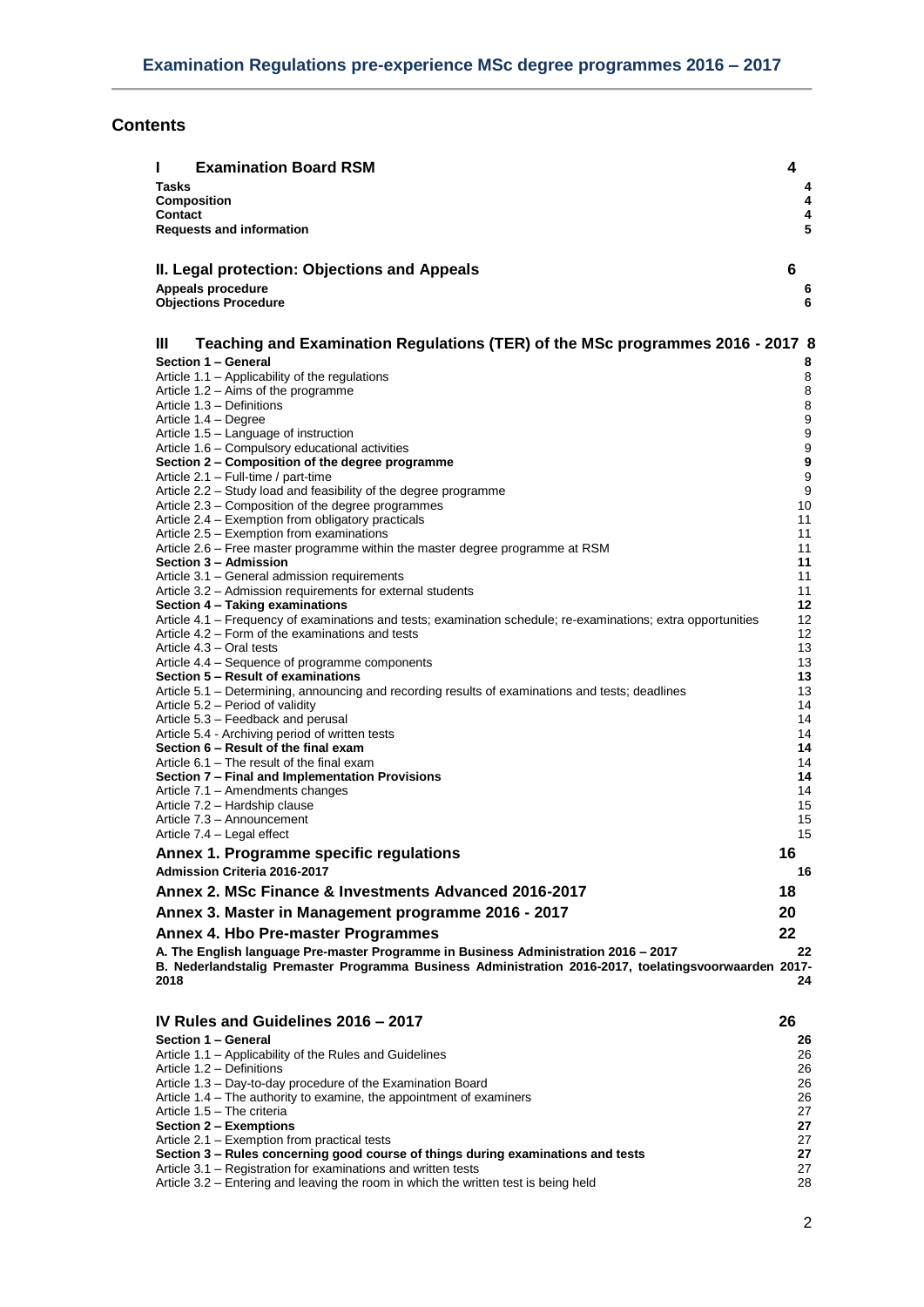# Examination Regulations pre-experience MSc degree programmes 2016 – 2017

## Contents

| | |
|---|---|
| **I Examination Board RSM** | **4** |
| **Tasks** | **4** |
| **Composition** | **4** |
| **Contact** | **4** |
| **Requests and information** | **5** |
| **II. Legal protection: Objections and Appeals** | **6** |
| **Appeals procedure** | **6** |
| **Objections Procedure** | **6** |
| **III Teaching and Examination Regulations (TER) of the MSc programmes 2016 - 2017** | **8** |
| **Section 1 – General** | **8** |
| Article 1.1 – Applicability of the regulations | 8 |
| Article 1.2 – Aims of the programme | 8 |
| Article 1.3 – Definitions | 8 |
| Article 1.4 – Degree | 9 |
| Article 1.5 – Language of instruction | 9 |
| Article 1.6 – Compulsory educational activities | 9 |
| **Section 2 – Composition of the degree programme** | **9** |
| Article 2.1 – Full-time / part-time | 9 |
| Article 2.2 – Study load and feasibility of the degree programme | 9 |
| Article 2.3 – Composition of the degree programmes | 10 |
| Article 2.4 – Exemption from obligatory practicals | 11 |
| Article 2.5 – Exemption from examinations | 11 |
| Article 2.6 – Free master programme within the master degree programme at RSM | 11 |
| **Section 3 – Admission** | **11** |
| Article 3.1 – General admission requirements | 11 |
| Article 3.2 – Admission requirements for external students | 11 |
| **Section 4 – Taking examinations** | **12** |
| Article 4.1 – Frequency of examinations and tests; examination schedule; re-examinations; extra opportunities | 12 |
| Article 4.2 – Form of the examinations and tests | 12 |
| Article 4.3 – Oral tests | 13 |
| Article 4.4 – Sequence of programme components | 13 |
| **Section 5 – Result of examinations** | **13** |
| Article 5.1 – Determining, announcing and recording results of examinations and tests; deadlines | 13 |
| Article 5.2 – Period of validity | 14 |
| Article 5.3 – Feedback and perusal | 14 |
| Article 5.4 - Archiving period of written tests | 14 |
| **Section 6 – Result of the final exam** | **14** |
| Article 6.1 – The result of the final exam | 14 |
| **Section 7 – Final and Implementation Provisions** | **14** |
| Article 7.1 – Amendments changes | 14 |
| Article 7.2 – Hardship clause | 15 |
| Article 7.3 – Announcement | 15 |
| Article 7.4 – Legal effect | 15 |
| **Annex 1. Programme specific regulations** | **16** |
| **Admission Criteria 2016-2017** | **16** |
| **Annex 2. MSc Finance & Investments Advanced 2016-2017** | **18** |
| **Annex 3. Master in Management programme 2016 - 2017** | **20** |
| **Annex 4. Hbo Pre-master Programmes** | **22** |
| **A. The English language Pre-master Programme in Business Administration 2016 – 2017** | **22** |
| **B. Nederlandstalig Premaster Programma Business Administration 2016-2017, toelatingsvoorwaarden 2017-2018** | **24** |
| **IV Rules and Guidelines 2016 – 2017** | **26** |
| **Section 1 – General** | **26** |
| Article 1.1 – Applicability of the Rules and Guidelines | 26 |
| Article 1.2 – Definitions | 26 |
| Article 1.3 – Day-to-day procedure of the Examination Board | 26 |
| Article 1.4 – The authority to examine, the appointment of examiners | 26 |
| Article 1.5 – The criteria | 27 |
| **Section 2 – Exemptions** | **27** |
| Article 2.1 – Exemption from practical tests | 27 |
| **Section 3 – Rules concerning good course of things during examinations and tests** | **27** |
| Article 3.1 – Registration for examinations and written tests | 27 |
| Article 3.2 – Entering and leaving the room in which the written test is being held | 28 |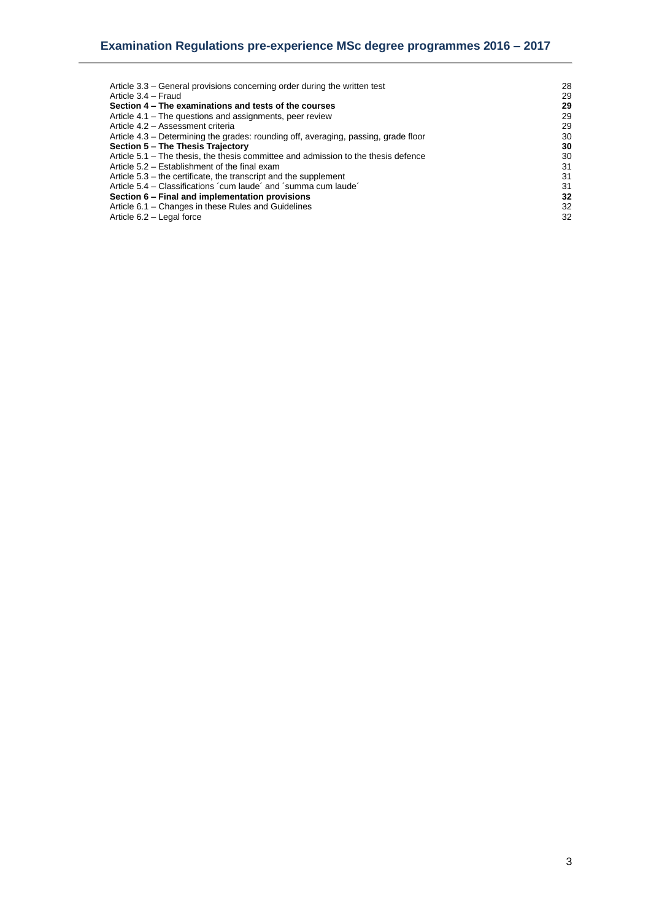| | |
|---|---|
| Article 3.3 – General provisions concerning order during the written test | 28 |
| Article 3.4 – Fraud | 29 |
| **Section 4 – The examinations and tests of the courses** | **29** |
| Article 4.1 – The questions and assignments, peer review | 29 |
| Article 4.2 – Assessment criteria | 29 |
| Article 4.3 – Determining the grades: rounding off, averaging, passing, grade floor | 30 |
| **Section 5 – The Thesis Trajectory** | **30** |
| Article 5.1 – The thesis, the thesis committee and admission to the thesis defence | 30 |
| Article 5.2 – Establishment of the final exam | 31 |
| Article 5.3 – the certificate, the transcript and the supplement | 31 |
| Article 5.4 – Classifications ´cum laude´ and ´summa cum laude´ | 31 |
| **Section 6 – Final and implementation provisions** | **32** |
| Article 6.1 – Changes in these Rules and Guidelines | 32 |
| Article 6.2 – Legal force | 32 |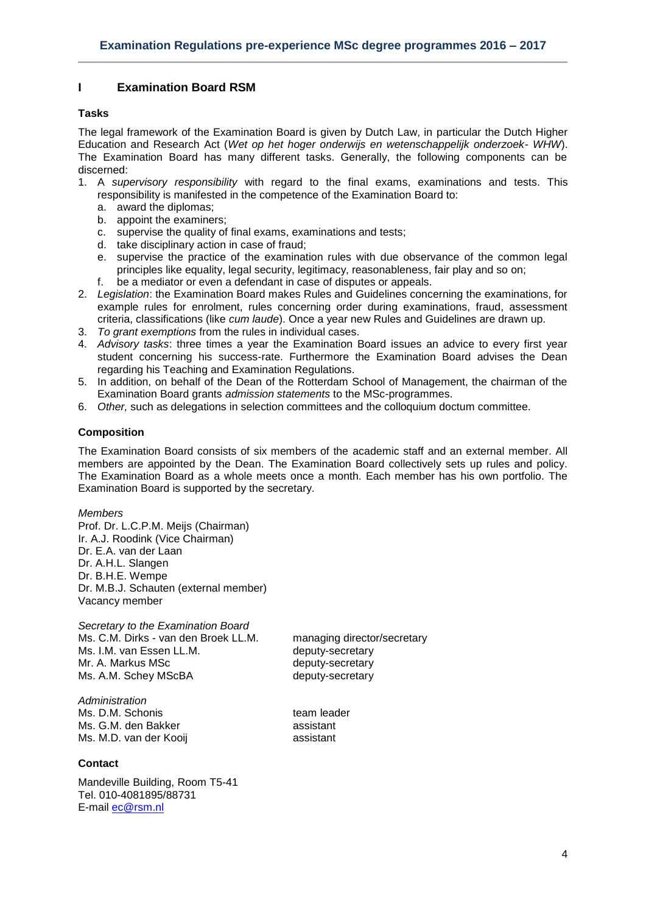# I Examination Board RSM

### Tasks

The legal framework of the Examination Board is given by Dutch Law, in particular the Dutch Higher Education and Research Act (*Wet op het hoger onderwijs en wetenschappelijk onderzoek- WHW*). The Examination Board has many different tasks. Generally, the following components can be discerned:

1. A *supervisory responsibility* with regard to the final exams, examinations and tests. This responsibility is manifested in the competence of the Examination Board to:
   a. award the diplomas;
   b. appoint the examiners;
   c. supervise the quality of final exams, examinations and tests;
   d. take disciplinary action in case of fraud;
   e. supervise the practice of the examination rules with due observance of the common legal principles like equality, legal security, legitimacy, reasonableness, fair play and so on;
   f. be a mediator or even a defendant in case of disputes or appeals.
2. *Legislation*: the Examination Board makes Rules and Guidelines concerning the examinations, for example rules for enrolment, rules concerning order during examinations, fraud, assessment criteria, classifications (like *cum laude*). Once a year new Rules and Guidelines are drawn up.
3. *To grant exemptions* from the rules in individual cases.
4. *Advisory tasks*: three times a year the Examination Board issues an advice to every first year student concerning his success-rate. Furthermore the Examination Board advises the Dean regarding his Teaching and Examination Regulations.
5. In addition, on behalf of the Dean of the Rotterdam School of Management, the chairman of the Examination Board grants *admission statements* to the MSc-programmes.
6. *Other,* such as delegations in selection committees and the colloquium doctum committee.

### Composition

The Examination Board consists of six members of the academic staff and an external member. All members are appointed by the Dean. The Examination Board collectively sets up rules and policy. The Examination Board as a whole meets once a month. Each member has his own portfolio. The Examination Board is supported by the secretary.

*Members*
Prof. Dr. L.C.P.M. Meijs (Chairman)
Ir. A.J. Roodink (Vice Chairman)
Dr. E.A. van der Laan
Dr. A.H.L. Slangen
Dr. B.H.E. Wempe
Dr. M.B.J. Schauten (external member)
Vacancy member

*Secretary to the Examination Board*

| | |
|---|---|
| Ms. C.M. Dirks - van den Broek LL.M. | managing director/secretary |
| Ms. I.M. van Essen LL.M. | deputy-secretary |
| Mr. A. Markus MSc | deputy-secretary |
| Ms. A.M. Schey MScBA | deputy-secretary |

*Administration*

| | |
|---|---|
| Ms. D.M. Schonis | team leader |
| Ms. G.M. den Bakker | assistant |
| Ms. M.D. van der Kooij | assistant |

### Contact

Mandeville Building, Room T5-41
Tel. 010-4081895/88731
E-mail ec@rsm.nl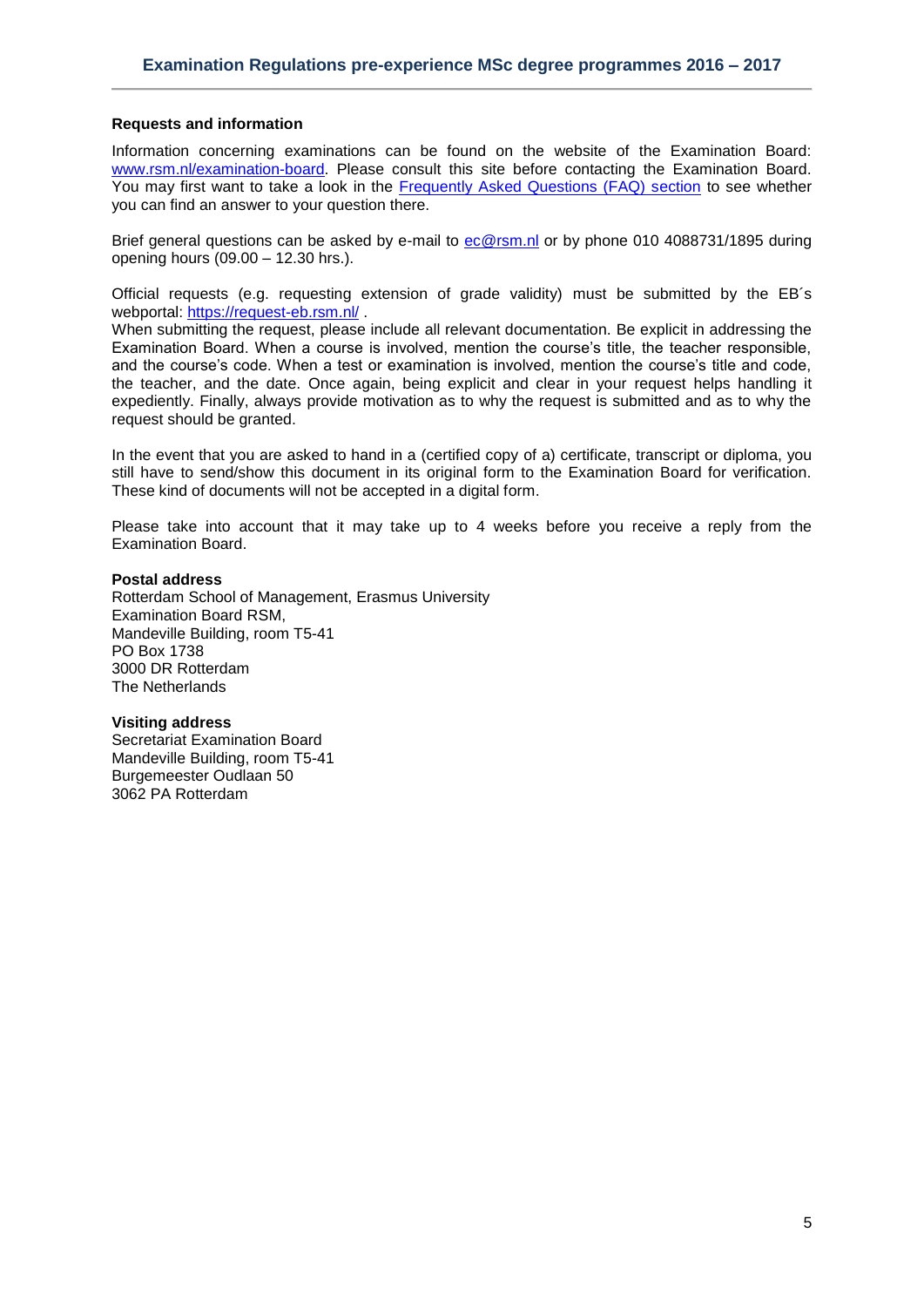**Requests and information**

Information concerning examinations can be found on the website of the Examination Board: [www.rsm.nl/examination-board](http://www.rsm.nl/examination-board). Please consult this site before contacting the Examination Board. You may first want to take a look in the [Frequently Asked Questions (FAQ) section](#) to see whether you can find an answer to your question there.

Brief general questions can be asked by e-mail to [ec@rsm.nl](mailto:ec@rsm.nl) or by phone 010 4088731/1895 during opening hours (09.00 – 12.30 hrs.).

Official requests (e.g. requesting extension of grade validity) must be submitted by the EB´s webportal: [https://request-eb.rsm.nl/](https://request-eb.rsm.nl/) .

When submitting the request, please include all relevant documentation. Be explicit in addressing the Examination Board. When a course is involved, mention the course's title, the teacher responsible, and the course's code. When a test or examination is involved, mention the course's title and code, the teacher, and the date. Once again, being explicit and clear in your request helps handling it expediently. Finally, always provide motivation as to why the request is submitted and as to why the request should be granted.

In the event that you are asked to hand in a (certified copy of a) certificate, transcript or diploma, you still have to send/show this document in its original form to the Examination Board for verification. These kind of documents will not be accepted in a digital form.

Please take into account that it may take up to 4 weeks before you receive a reply from the Examination Board.

**Postal address**

Rotterdam School of Management, Erasmus University
Examination Board RSM,
Mandeville Building, room T5-41
PO Box 1738
3000 DR Rotterdam
The Netherlands

**Visiting address**

Secretariat Examination Board
Mandeville Building, room T5-41
Burgemeester Oudlaan 50
3062 PA Rotterdam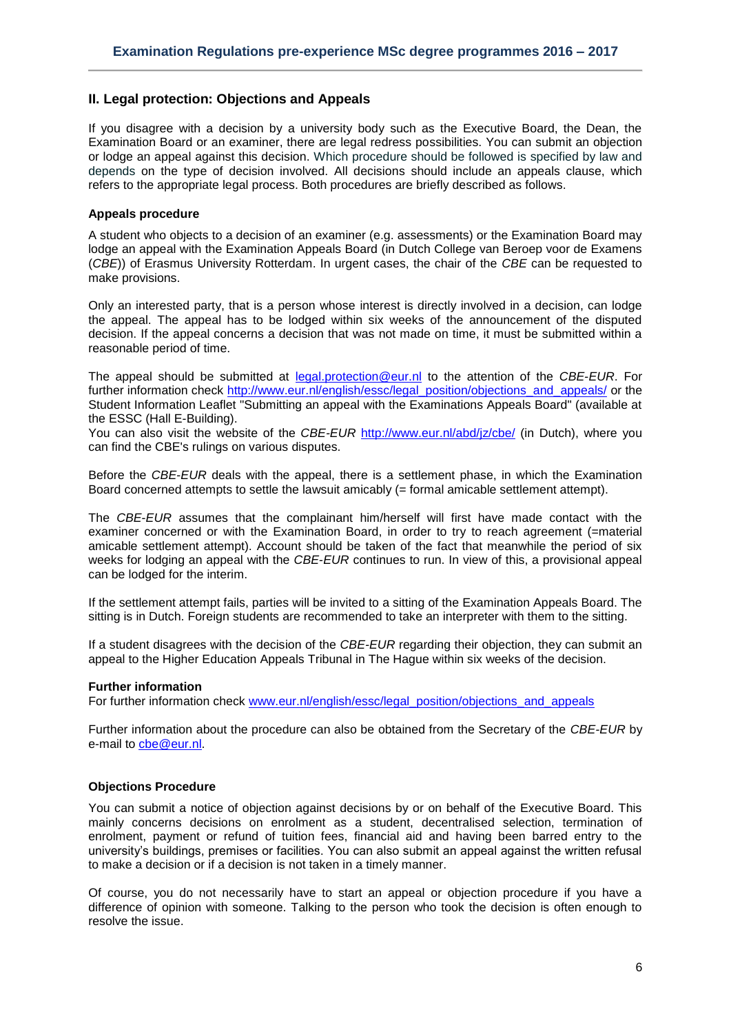## II. Legal protection: Objections and Appeals

If you disagree with a decision by a university body such as the Executive Board, the Dean, the Examination Board or an examiner, there are legal redress possibilities. You can submit an objection or lodge an appeal against this decision. Which procedure should be followed is specified by law and depends on the type of decision involved. All decisions should include an appeals clause, which refers to the appropriate legal process. Both procedures are briefly described as follows.

**Appeals procedure**

A student who objects to a decision of an examiner (e.g. assessments) or the Examination Board may lodge an appeal with the Examination Appeals Board (in Dutch College van Beroep voor de Examens (*CBE*)) of Erasmus University Rotterdam. In urgent cases, the chair of the *CBE* can be requested to make provisions.

Only an interested party, that is a person whose interest is directly involved in a decision, can lodge the appeal. The appeal has to be lodged within six weeks of the announcement of the disputed decision. If the appeal concerns a decision that was not made on time, it must be submitted within a reasonable period of time.

The appeal should be submitted at legal.protection@eur.nl to the attention of the *CBE-EUR*. For further information check http://www.eur.nl/english/essc/legal_position/objections_and_appeals/ or the Student Information Leaflet "Submitting an appeal with the Examinations Appeals Board" (available at the ESSC (Hall E-Building).
You can also visit the website of the *CBE-EUR* http://www.eur.nl/abd/jz/cbe/ (in Dutch), where you can find the CBE's rulings on various disputes.

Before the *CBE-EUR* deals with the appeal, there is a settlement phase, in which the Examination Board concerned attempts to settle the lawsuit amicably (= formal amicable settlement attempt).

The *CBE-EUR* assumes that the complainant him/herself will first have made contact with the examiner concerned or with the Examination Board, in order to try to reach agreement (=material amicable settlement attempt). Account should be taken of the fact that meanwhile the period of six weeks for lodging an appeal with the *CBE-EUR* continues to run. In view of this, a provisional appeal can be lodged for the interim.

If the settlement attempt fails, parties will be invited to a sitting of the Examination Appeals Board. The sitting is in Dutch. Foreign students are recommended to take an interpreter with them to the sitting.

If a student disagrees with the decision of the *CBE-EUR* regarding their objection, they can submit an appeal to the Higher Education Appeals Tribunal in The Hague within six weeks of the decision.

**Further information**
For further information check www.eur.nl/english/essc/legal_position/objections_and_appeals

Further information about the procedure can also be obtained from the Secretary of the *CBE-EUR* by e-mail to cbe@eur.nl.

**Objections Procedure**

You can submit a notice of objection against decisions by or on behalf of the Executive Board. This mainly concerns decisions on enrolment as a student, decentralised selection, termination of enrolment, payment or refund of tuition fees, financial aid and having been barred entry to the university's buildings, premises or facilities. You can also submit an appeal against the written refusal to make a decision or if a decision is not taken in a timely manner.

Of course, you do not necessarily have to start an appeal or objection procedure if you have a difference of opinion with someone. Talking to the person who took the decision is often enough to resolve the issue.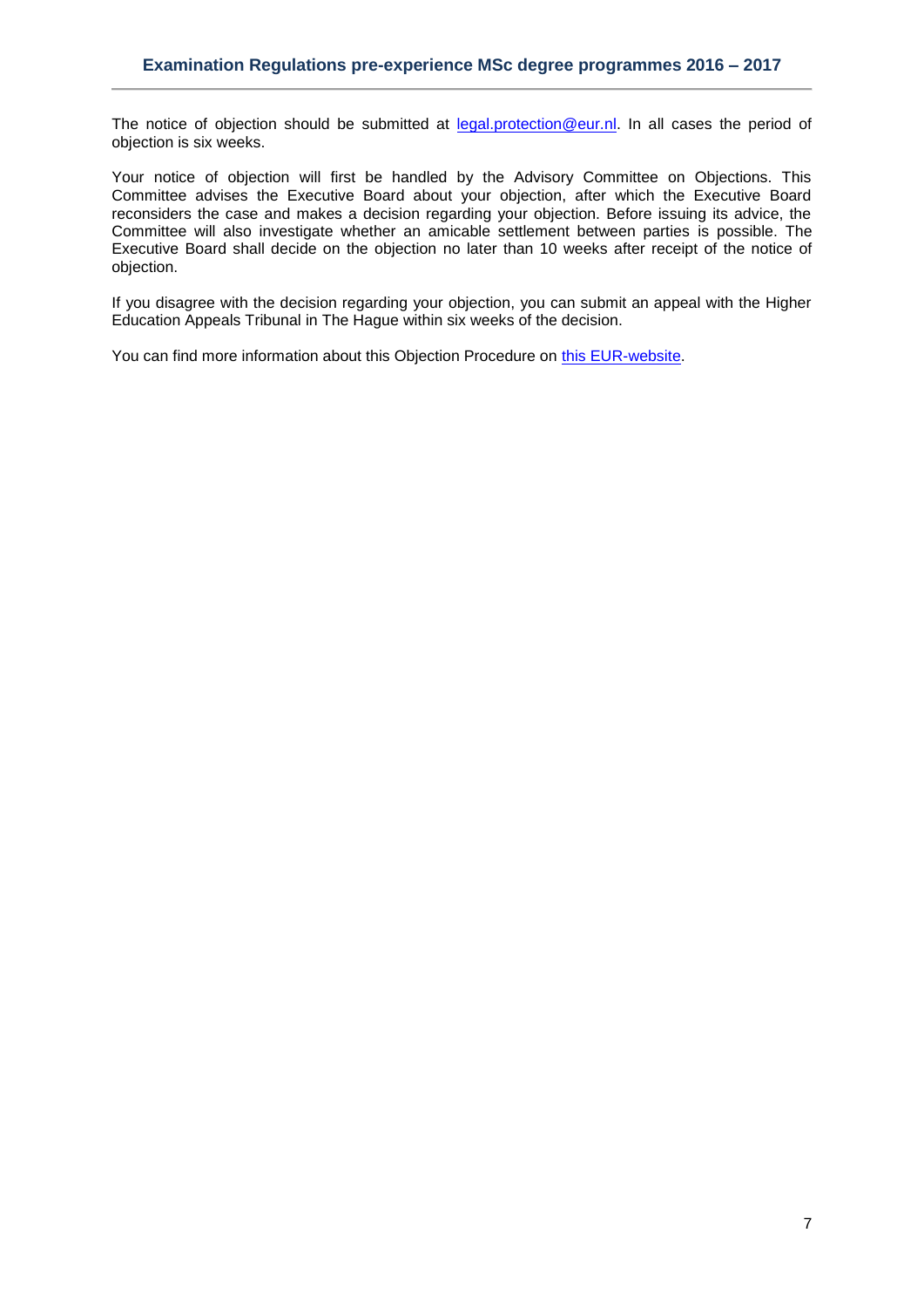The notice of objection should be submitted at [legal.protection@eur.nl](mailto:legal.protection@eur.nl). In all cases the period of objection is six weeks.

Your notice of objection will first be handled by the Advisory Committee on Objections. This Committee advises the Executive Board about your objection, after which the Executive Board reconsiders the case and makes a decision regarding your objection. Before issuing its advice, the Committee will also investigate whether an amicable settlement between parties is possible. The Executive Board shall decide on the objection no later than 10 weeks after receipt of the notice of objection.

If you disagree with the decision regarding your objection, you can submit an appeal with the Higher Education Appeals Tribunal in The Hague within six weeks of the decision.

You can find more information about this Objection Procedure on this EUR-website.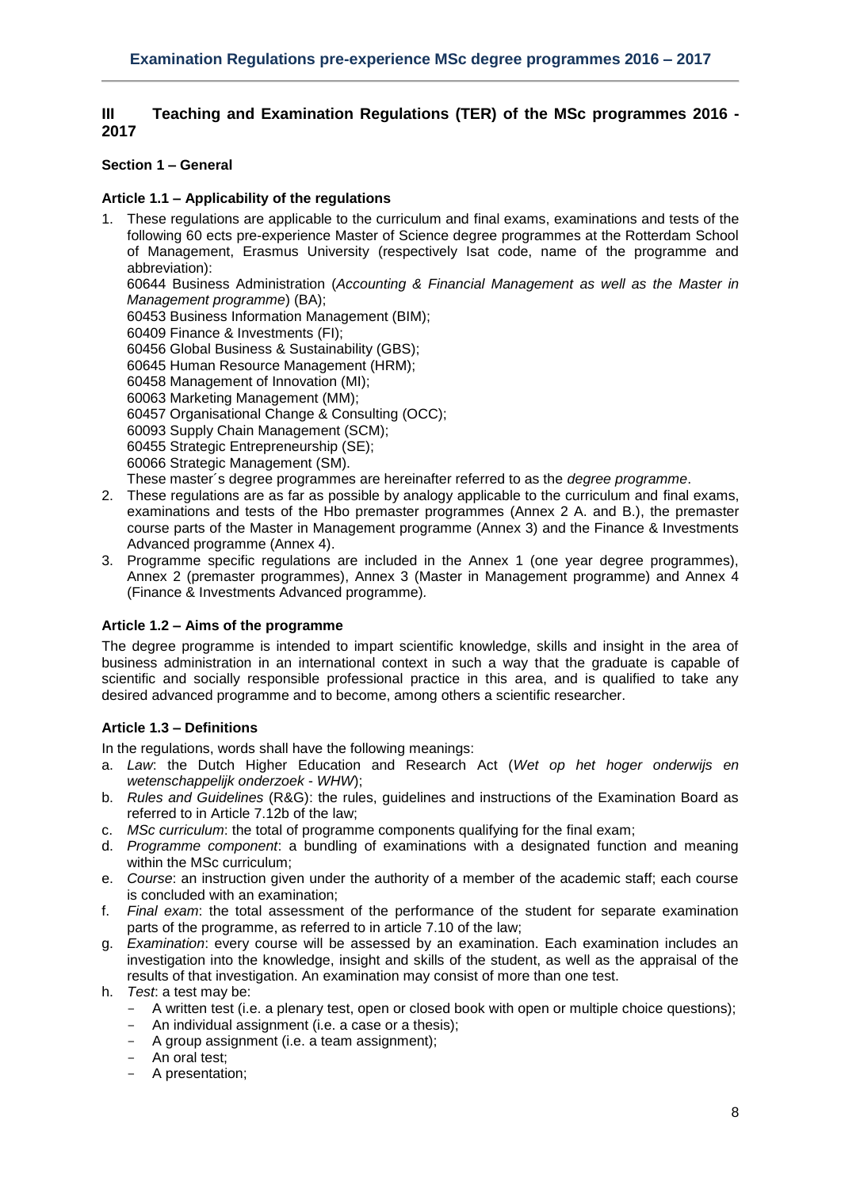## III Teaching and Examination Regulations (TER) of the MSc programmes 2016 - 2017

### Section 1 – General

#### Article 1.1 – Applicability of the regulations

1. These regulations are applicable to the curriculum and final exams, examinations and tests of the following 60 ects pre-experience Master of Science degree programmes at the Rotterdam School of Management, Erasmus University (respectively Isat code, name of the programme and abbreviation):
   60644 Business Administration (*Accounting & Financial Management as well as the Master in Management programme*) (BA);
   60453 Business Information Management (BIM);
   60409 Finance & Investments (FI);
   60456 Global Business & Sustainability (GBS);
   60645 Human Resource Management (HRM);
   60458 Management of Innovation (MI);
   60063 Marketing Management (MM);
   60457 Organisational Change & Consulting (OCC);
   60093 Supply Chain Management (SCM);
   60455 Strategic Entrepreneurship (SE);
   60066 Strategic Management (SM).
   These master´s degree programmes are hereinafter referred to as the *degree programme*.
2. These regulations are as far as possible by analogy applicable to the curriculum and final exams, examinations and tests of the Hbo premaster programmes (Annex 2 A. and B.), the premaster course parts of the Master in Management programme (Annex 3) and the Finance & Investments Advanced programme (Annex 4).
3. Programme specific regulations are included in the Annex 1 (one year degree programmes), Annex 2 (premaster programmes), Annex 3 (Master in Management programme) and Annex 4 (Finance & Investments Advanced programme).

#### Article 1.2 – Aims of the programme

The degree programme is intended to impart scientific knowledge, skills and insight in the area of business administration in an international context in such a way that the graduate is capable of scientific and socially responsible professional practice in this area, and is qualified to take any desired advanced programme and to become, among others a scientific researcher.

#### Article 1.3 – Definitions

In the regulations, words shall have the following meanings:

a. *Law*: the Dutch Higher Education and Research Act (*Wet op het hoger onderwijs en wetenschappelijk onderzoek - WHW*);
b. *Rules and Guidelines* (R&G): the rules, guidelines and instructions of the Examination Board as referred to in Article 7.12b of the law;
c. *MSc curriculum*: the total of programme components qualifying for the final exam;
d. *Programme component*: a bundling of examinations with a designated function and meaning within the MSc curriculum;
e. *Course*: an instruction given under the authority of a member of the academic staff; each course is concluded with an examination;
f. *Final exam*: the total assessment of the performance of the student for separate examination parts of the programme, as referred to in article 7.10 of the law;
g. *Examination*: every course will be assessed by an examination. Each examination includes an investigation into the knowledge, insight and skills of the student, as well as the appraisal of the results of that investigation. An examination may consist of more than one test.
h. *Test*: a test may be:
   - A written test (i.e. a plenary test, open or closed book with open or multiple choice questions);
   - An individual assignment (i.e. a case or a thesis);
   - A group assignment (i.e. a team assignment);
   - An oral test;
   - A presentation;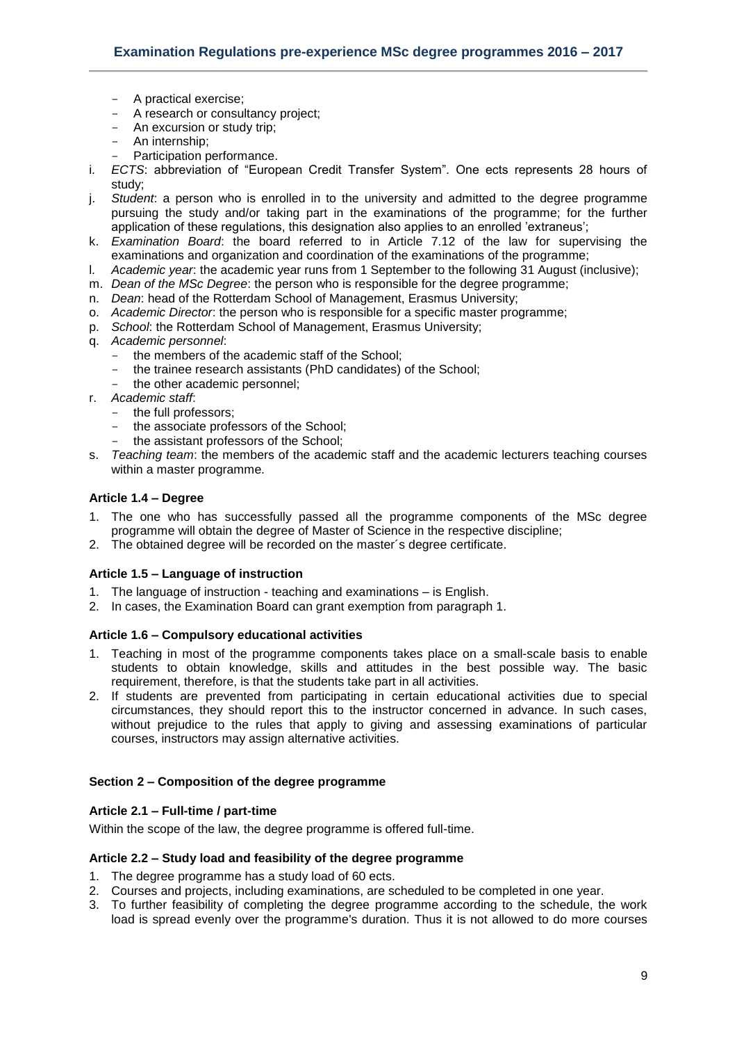- A practical exercise;
- A research or consultancy project;
- An excursion or study trip;
- An internship;
- Participation performance.

i. *ECTS*: abbreviation of "European Credit Transfer System". One ects represents 28 hours of study;
j. *Student*: a person who is enrolled in to the university and admitted to the degree programme pursuing the study and/or taking part in the examinations of the programme; for the further application of these regulations, this designation also applies to an enrolled 'extraneus';
k. *Examination Board*: the board referred to in Article 7.12 of the law for supervising the examinations and organization and coordination of the examinations of the programme;
l. *Academic year*: the academic year runs from 1 September to the following 31 August (inclusive);
m. *Dean of the MSc Degree*: the person who is responsible for the degree programme;
n. *Dean*: head of the Rotterdam School of Management, Erasmus University;
o. *Academic Director*: the person who is responsible for a specific master programme;
p. *School*: the Rotterdam School of Management, Erasmus University;
q. *Academic personnel*:
   - the members of the academic staff of the School;
   - the trainee research assistants (PhD candidates) of the School;
   - the other academic personnel;
r. *Academic staff*:
   - the full professors;
   - the associate professors of the School;
   - the assistant professors of the School;
s. *Teaching team*: the members of the academic staff and the academic lecturers teaching courses within a master programme.

#### Article 1.4 – Degree

1. The one who has successfully passed all the programme components of the MSc degree programme will obtain the degree of Master of Science in the respective discipline;
2. The obtained degree will be recorded on the master´s degree certificate.

#### Article 1.5 – Language of instruction

1. The language of instruction - teaching and examinations – is English.
2. In cases, the Examination Board can grant exemption from paragraph 1.

#### Article 1.6 – Compulsory educational activities

1. Teaching in most of the programme components takes place on a small-scale basis to enable students to obtain knowledge, skills and attitudes in the best possible way. The basic requirement, therefore, is that the students take part in all activities.
2. If students are prevented from participating in certain educational activities due to special circumstances, they should report this to the instructor concerned in advance. In such cases, without prejudice to the rules that apply to giving and assessing examinations of particular courses, instructors may assign alternative activities.

### Section 2 – Composition of the degree programme

#### Article 2.1 – Full-time / part-time

Within the scope of the law, the degree programme is offered full-time.

#### Article 2.2 – Study load and feasibility of the degree programme

1. The degree programme has a study load of 60 ects.
2. Courses and projects, including examinations, are scheduled to be completed in one year.
3. To further feasibility of completing the degree programme according to the schedule, the work load is spread evenly over the programme's duration. Thus it is not allowed to do more courses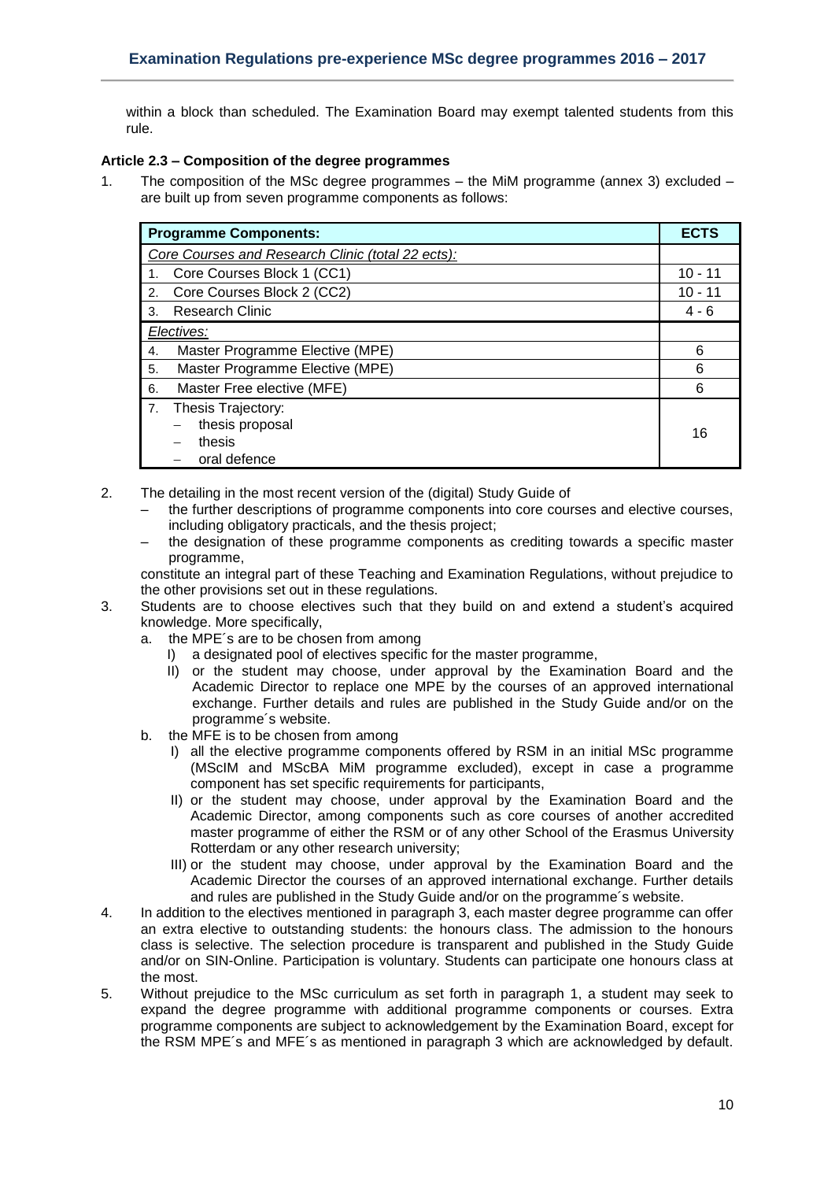within a block than scheduled. The Examination Board may exempt talented students from this rule.

**Article 2.3 – Composition of the degree programmes**

1. The composition of the MSc degree programmes – the MiM programme (annex 3) excluded – are built up from seven programme components as follows:

| **Programme Components:** | **ECTS** |
|---|---|
| *Core Courses and Research Clinic (total 22 ects):* | |
| 1. Core Courses Block 1 (CC1) | 10 - 11 |
| 2. Core Courses Block 2 (CC2) | 10 - 11 |
| 3. Research Clinic | 4 - 6 |
| *Electives:* | |
| 4. Master Programme Elective (MPE) | 6 |
| 5. Master Programme Elective (MPE) | 6 |
| 6. Master Free elective (MFE) | 6 |
| 7. Thesis Trajectory: – thesis proposal – thesis – oral defence | 16 |

2. The detailing in the most recent version of the (digital) Study Guide of
   - the further descriptions of programme components into core courses and elective courses, including obligatory practicals, and the thesis project;
   - the designation of these programme components as crediting towards a specific master programme,

   constitute an integral part of these Teaching and Examination Regulations, without prejudice to the other provisions set out in these regulations.
3. Students are to choose electives such that they build on and extend a student's acquired knowledge. More specifically,
   a. the MPE´s are to be chosen from among
      I) a designated pool of electives specific for the master programme,
      II) or the student may choose, under approval by the Examination Board and the Academic Director to replace one MPE by the courses of an approved international exchange. Further details and rules are published in the Study Guide and/or on the programme´s website.
   b. the MFE is to be chosen from among
      I) all the elective programme components offered by RSM in an initial MSc programme (MScIM and MScBA MiM programme excluded), except in case a programme component has set specific requirements for participants,
      II) or the student may choose, under approval by the Examination Board and the Academic Director, among components such as core courses of another accredited master programme of either the RSM or of any other School of the Erasmus University Rotterdam or any other research university;
      III) or the student may choose, under approval by the Examination Board and the Academic Director the courses of an approved international exchange. Further details and rules are published in the Study Guide and/or on the programme´s website.
4. In addition to the electives mentioned in paragraph 3, each master degree programme can offer an extra elective to outstanding students: the honours class. The admission to the honours class is selective. The selection procedure is transparent and published in the Study Guide and/or on SIN-Online. Participation is voluntary. Students can participate one honours class at the most.
5. Without prejudice to the MSc curriculum as set forth in paragraph 1, a student may seek to expand the degree programme with additional programme components or courses. Extra programme components are subject to acknowledgement by the Examination Board, except for the RSM MPE´s and MFE´s as mentioned in paragraph 3 which are acknowledged by default.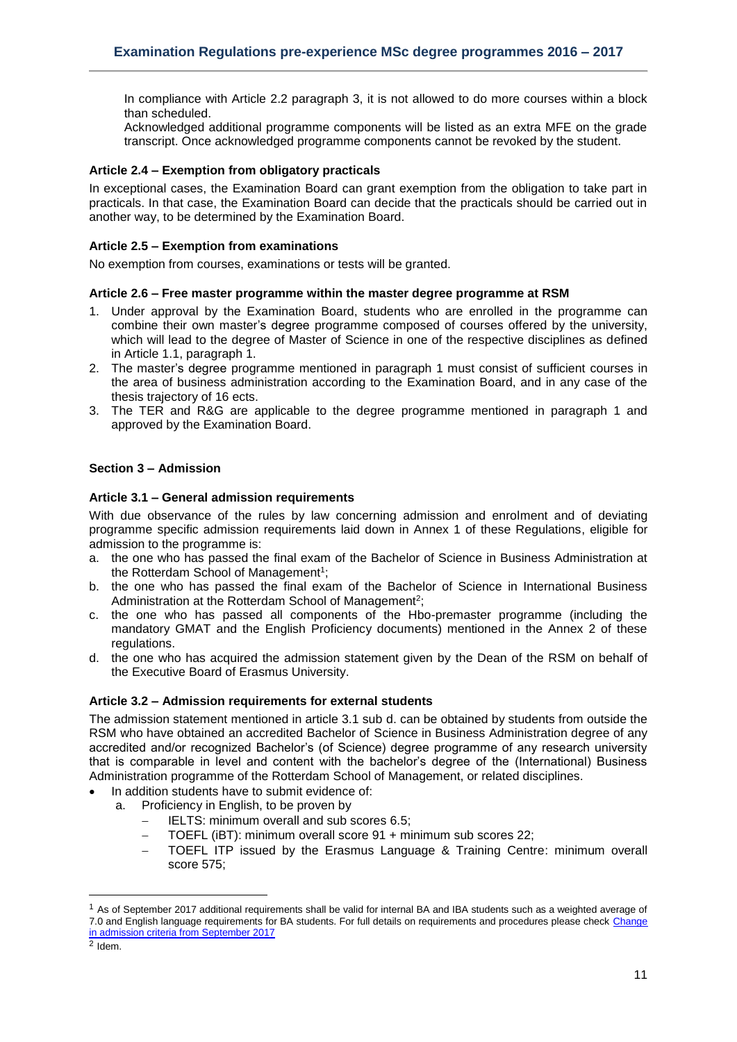In compliance with Article 2.2 paragraph 3, it is not allowed to do more courses within a block than scheduled.
Acknowledged additional programme components will be listed as an extra MFE on the grade transcript. Once acknowledged programme components cannot be revoked by the student.

### Article 2.4 – Exemption from obligatory practicals

In exceptional cases, the Examination Board can grant exemption from the obligation to take part in practicals. In that case, the Examination Board can decide that the practicals should be carried out in another way, to be determined by the Examination Board.

### Article 2.5 – Exemption from examinations

No exemption from courses, examinations or tests will be granted.

### Article 2.6 – Free master programme within the master degree programme at RSM

1. Under approval by the Examination Board, students who are enrolled in the programme can combine their own master's degree programme composed of courses offered by the university, which will lead to the degree of Master of Science in one of the respective disciplines as defined in Article 1.1, paragraph 1.
2. The master's degree programme mentioned in paragraph 1 must consist of sufficient courses in the area of business administration according to the Examination Board, and in any case of the thesis trajectory of 16 ects.
3. The TER and R&G are applicable to the degree programme mentioned in paragraph 1 and approved by the Examination Board.

## Section 3 – Admission

### Article 3.1 – General admission requirements

With due observance of the rules by law concerning admission and enrolment and of deviating programme specific admission requirements laid down in Annex 1 of these Regulations, eligible for admission to the programme is:

a. the one who has passed the final exam of the Bachelor of Science in Business Administration at the Rotterdam School of Management[1];
b. the one who has passed the final exam of the Bachelor of Science in International Business Administration at the Rotterdam School of Management[2];
c. the one who has passed all components of the Hbo-premaster programme (including the mandatory GMAT and the English Proficiency documents) mentioned in the Annex 2 of these regulations.
d. the one who has acquired the admission statement given by the Dean of the RSM on behalf of the Executive Board of Erasmus University.

### Article 3.2 – Admission requirements for external students

The admission statement mentioned in article 3.1 sub d. can be obtained by students from outside the RSM who have obtained an accredited Bachelor of Science in Business Administration degree of any accredited and/or recognized Bachelor's (of Science) degree programme of any research university that is comparable in level and content with the bachelor's degree of the (International) Business Administration programme of the Rotterdam School of Management, or related disciplines.

- In addition students have to submit evidence of:
  a. Proficiency in English, to be proven by
     - IELTS: minimum overall and sub scores 6.5;
     - TOEFL (iBT): minimum overall score 91 + minimum sub scores 22;
     - TOEFL ITP issued by the Erasmus Language & Training Centre: minimum overall score 575;

---

[1] As of September 2017 additional requirements shall be valid for internal BA and IBA students such as a weighted average of 7.0 and English language requirements for BA students. For full details on requirements and procedures please check Change in admission criteria from September 2017

[2] Idem.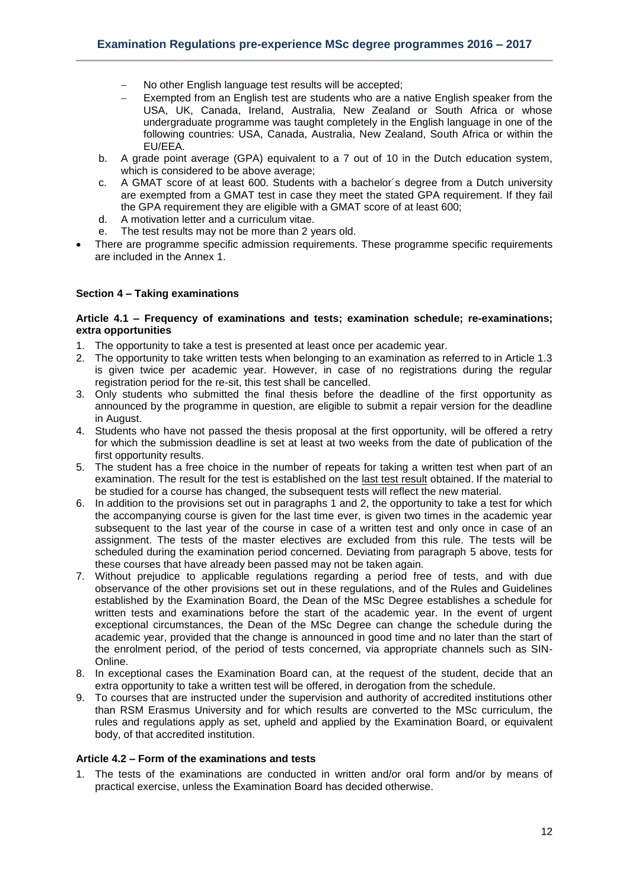- No other English language test results will be accepted;
- Exempted from an English test are students who are a native English speaker from the USA, UK, Canada, Ireland, Australia, New Zealand or South Africa or whose undergraduate programme was taught completely in the English language in one of the following countries: USA, Canada, Australia, New Zealand, South Africa or within the EU/EEA.

b. A grade point average (GPA) equivalent to a 7 out of 10 in the Dutch education system, which is considered to be above average;

c. A GMAT score of at least 600. Students with a bachelor´s degree from a Dutch university are exempted from a GMAT test in case they meet the stated GPA requirement. If they fail the GPA requirement they are eligible with a GMAT score of at least 600;

d. A motivation letter and a curriculum vitae.

e. The test results may not be more than 2 years old.

- There are programme specific admission requirements. These programme specific requirements are included in the Annex 1.

## Section 4 – Taking examinations

### Article 4.1 – Frequency of examinations and tests; examination schedule; re-examinations; extra opportunities

1. The opportunity to take a test is presented at least once per academic year.
2. The opportunity to take written tests when belonging to an examination as referred to in Article 1.3 is given twice per academic year. However, in case of no registrations during the regular registration period for the re-sit, this test shall be cancelled.
3. Only students who submitted the final thesis before the deadline of the first opportunity as announced by the programme in question, are eligible to submit a repair version for the deadline in August.
4. Students who have not passed the thesis proposal at the first opportunity, will be offered a retry for which the submission deadline is set at least at two weeks from the date of publication of the first opportunity results.
5. The student has a free choice in the number of repeats for taking a written test when part of an examination. The result for the test is established on the last test result obtained. If the material to be studied for a course has changed, the subsequent tests will reflect the new material.
6. In addition to the provisions set out in paragraphs 1 and 2, the opportunity to take a test for which the accompanying course is given for the last time ever, is given two times in the academic year subsequent to the last year of the course in case of a written test and only once in case of an assignment. The tests of the master electives are excluded from this rule. The tests will be scheduled during the examination period concerned. Deviating from paragraph 5 above, tests for these courses that have already been passed may not be taken again.
7. Without prejudice to applicable regulations regarding a period free of tests, and with due observance of the other provisions set out in these regulations, and of the Rules and Guidelines established by the Examination Board, the Dean of the MSc Degree establishes a schedule for written tests and examinations before the start of the academic year. In the event of urgent exceptional circumstances, the Dean of the MSc Degree can change the schedule during the academic year, provided that the change is announced in good time and no later than the start of the enrolment period, of the period of tests concerned, via appropriate channels such as SIN-Online.
8. In exceptional cases the Examination Board can, at the request of the student, decide that an extra opportunity to take a written test will be offered, in derogation from the schedule.
9. To courses that are instructed under the supervision and authority of accredited institutions other than RSM Erasmus University and for which results are converted to the MSc curriculum, the rules and regulations apply as set, upheld and applied by the Examination Board, or equivalent body, of that accredited institution.

### Article 4.2 – Form of the examinations and tests

1. The tests of the examinations are conducted in written and/or oral form and/or by means of practical exercise, unless the Examination Board has decided otherwise.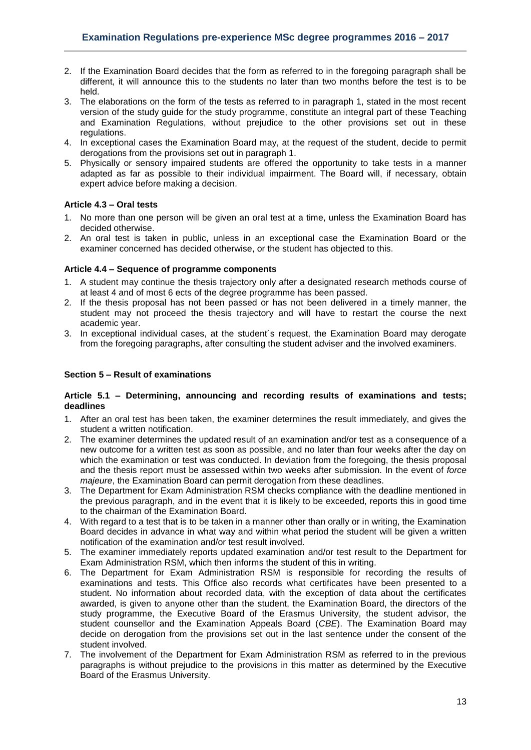2. If the Examination Board decides that the form as referred to in the foregoing paragraph shall be different, it will announce this to the students no later than two months before the test is to be held.
3. The elaborations on the form of the tests as referred to in paragraph 1, stated in the most recent version of the study guide for the study programme, constitute an integral part of these Teaching and Examination Regulations, without prejudice to the other provisions set out in these regulations.
4. In exceptional cases the Examination Board may, at the request of the student, decide to permit derogations from the provisions set out in paragraph 1.
5. Physically or sensory impaired students are offered the opportunity to take tests in a manner adapted as far as possible to their individual impairment. The Board will, if necessary, obtain expert advice before making a decision.

#### Article 4.3 – Oral tests

1. No more than one person will be given an oral test at a time, unless the Examination Board has decided otherwise.
2. An oral test is taken in public, unless in an exceptional case the Examination Board or the examiner concerned has decided otherwise, or the student has objected to this.

#### Article 4.4 – Sequence of programme components

1. A student may continue the thesis trajectory only after a designated research methods course of at least 4 and of most 6 ects of the degree programme has been passed.
2. If the thesis proposal has not been passed or has not been delivered in a timely manner, the student may not proceed the thesis trajectory and will have to restart the course the next academic year.
3. In exceptional individual cases, at the student´s request, the Examination Board may derogate from the foregoing paragraphs, after consulting the student adviser and the involved examiners.

### Section 5 – Result of examinations

#### Article 5.1 – Determining, announcing and recording results of examinations and tests; deadlines

1. After an oral test has been taken, the examiner determines the result immediately, and gives the student a written notification.
2. The examiner determines the updated result of an examination and/or test as a consequence of a new outcome for a written test as soon as possible, and no later than four weeks after the day on which the examination or test was conducted. In deviation from the foregoing, the thesis proposal and the thesis report must be assessed within two weeks after submission. In the event of *force majeure*, the Examination Board can permit derogation from these deadlines.
3. The Department for Exam Administration RSM checks compliance with the deadline mentioned in the previous paragraph, and in the event that it is likely to be exceeded, reports this in good time to the chairman of the Examination Board.
4. With regard to a test that is to be taken in a manner other than orally or in writing, the Examination Board decides in advance in what way and within what period the student will be given a written notification of the examination and/or test result involved.
5. The examiner immediately reports updated examination and/or test result to the Department for Exam Administration RSM, which then informs the student of this in writing.
6. The Department for Exam Administration RSM is responsible for recording the results of examinations and tests. This Office also records what certificates have been presented to a student. No information about recorded data, with the exception of data about the certificates awarded, is given to anyone other than the student, the Examination Board, the directors of the study programme, the Executive Board of the Erasmus University, the student advisor, the student counsellor and the Examination Appeals Board (*CBE*). The Examination Board may decide on derogation from the provisions set out in the last sentence under the consent of the student involved.
7. The involvement of the Department for Exam Administration RSM as referred to in the previous paragraphs is without prejudice to the provisions in this matter as determined by the Executive Board of the Erasmus University.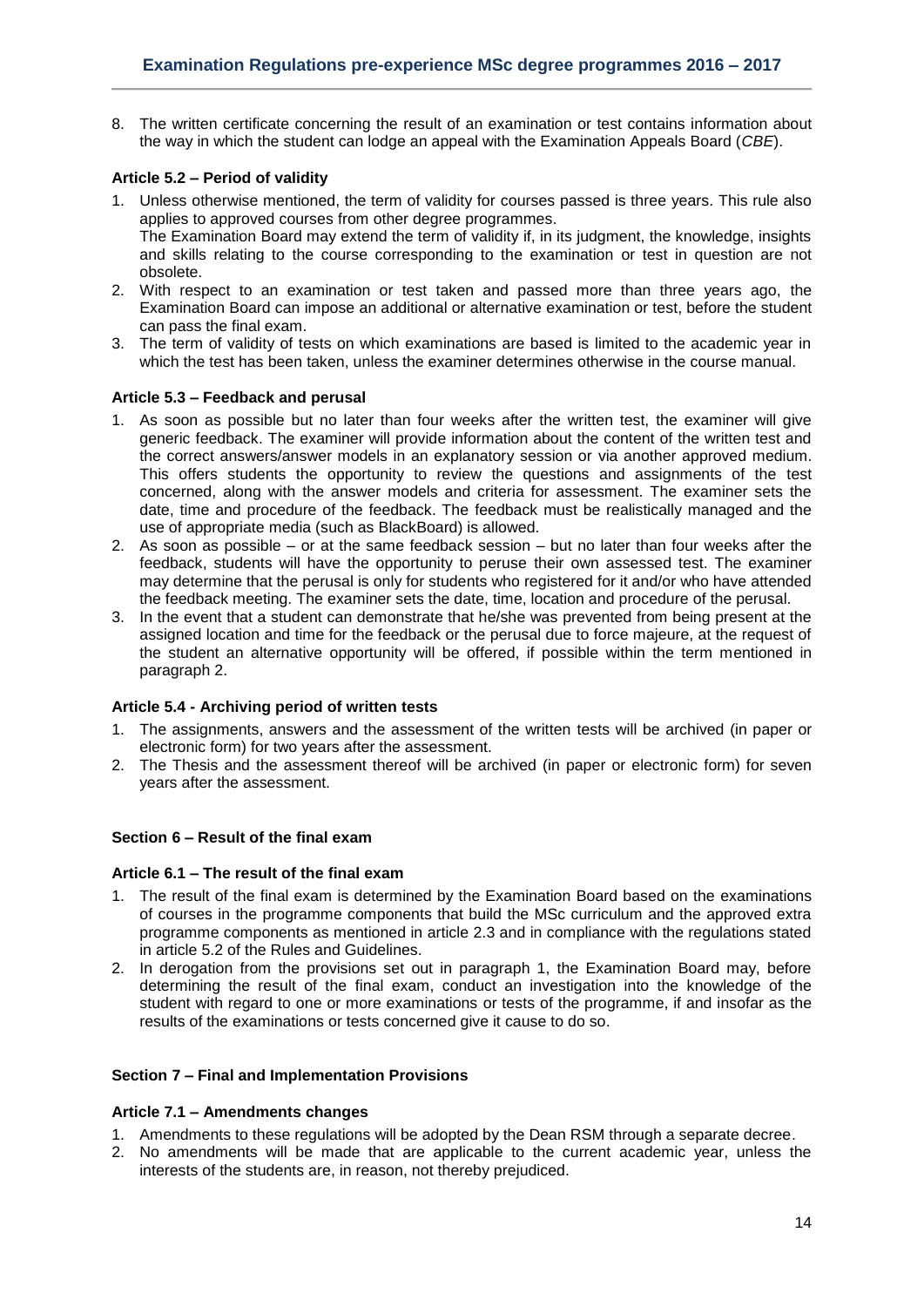8. The written certificate concerning the result of an examination or test contains information about the way in which the student can lodge an appeal with the Examination Appeals Board (*CBE*).

### Article 5.2 – Period of validity

1. Unless otherwise mentioned, the term of validity for courses passed is three years. This rule also applies to approved courses from other degree programmes.
   The Examination Board may extend the term of validity if, in its judgment, the knowledge, insights and skills relating to the course corresponding to the examination or test in question are not obsolete.
2. With respect to an examination or test taken and passed more than three years ago, the Examination Board can impose an additional or alternative examination or test, before the student can pass the final exam.
3. The term of validity of tests on which examinations are based is limited to the academic year in which the test has been taken, unless the examiner determines otherwise in the course manual.

### Article 5.3 – Feedback and perusal

1. As soon as possible but no later than four weeks after the written test, the examiner will give generic feedback. The examiner will provide information about the content of the written test and the correct answers/answer models in an explanatory session or via another approved medium. This offers students the opportunity to review the questions and assignments of the test concerned, along with the answer models and criteria for assessment. The examiner sets the date, time and procedure of the feedback. The feedback must be realistically managed and the use of appropriate media (such as BlackBoard) is allowed.
2. As soon as possible – or at the same feedback session – but no later than four weeks after the feedback, students will have the opportunity to peruse their own assessed test. The examiner may determine that the perusal is only for students who registered for it and/or who have attended the feedback meeting. The examiner sets the date, time, location and procedure of the perusal.
3. In the event that a student can demonstrate that he/she was prevented from being present at the assigned location and time for the feedback or the perusal due to force majeure, at the request of the student an alternative opportunity will be offered, if possible within the term mentioned in paragraph 2.

### Article 5.4 - Archiving period of written tests

1. The assignments, answers and the assessment of the written tests will be archived (in paper or electronic form) for two years after the assessment.
2. The Thesis and the assessment thereof will be archived (in paper or electronic form) for seven years after the assessment.

## Section 6 – Result of the final exam

### Article 6.1 – The result of the final exam

1. The result of the final exam is determined by the Examination Board based on the examinations of courses in the programme components that build the MSc curriculum and the approved extra programme components as mentioned in article 2.3 and in compliance with the regulations stated in article 5.2 of the Rules and Guidelines.
2. In derogation from the provisions set out in paragraph 1, the Examination Board may, before determining the result of the final exam, conduct an investigation into the knowledge of the student with regard to one or more examinations or tests of the programme, if and insofar as the results of the examinations or tests concerned give it cause to do so.

## Section 7 – Final and Implementation Provisions

### Article 7.1 – Amendments changes

1. Amendments to these regulations will be adopted by the Dean RSM through a separate decree.
2. No amendments will be made that are applicable to the current academic year, unless the interests of the students are, in reason, not thereby prejudiced.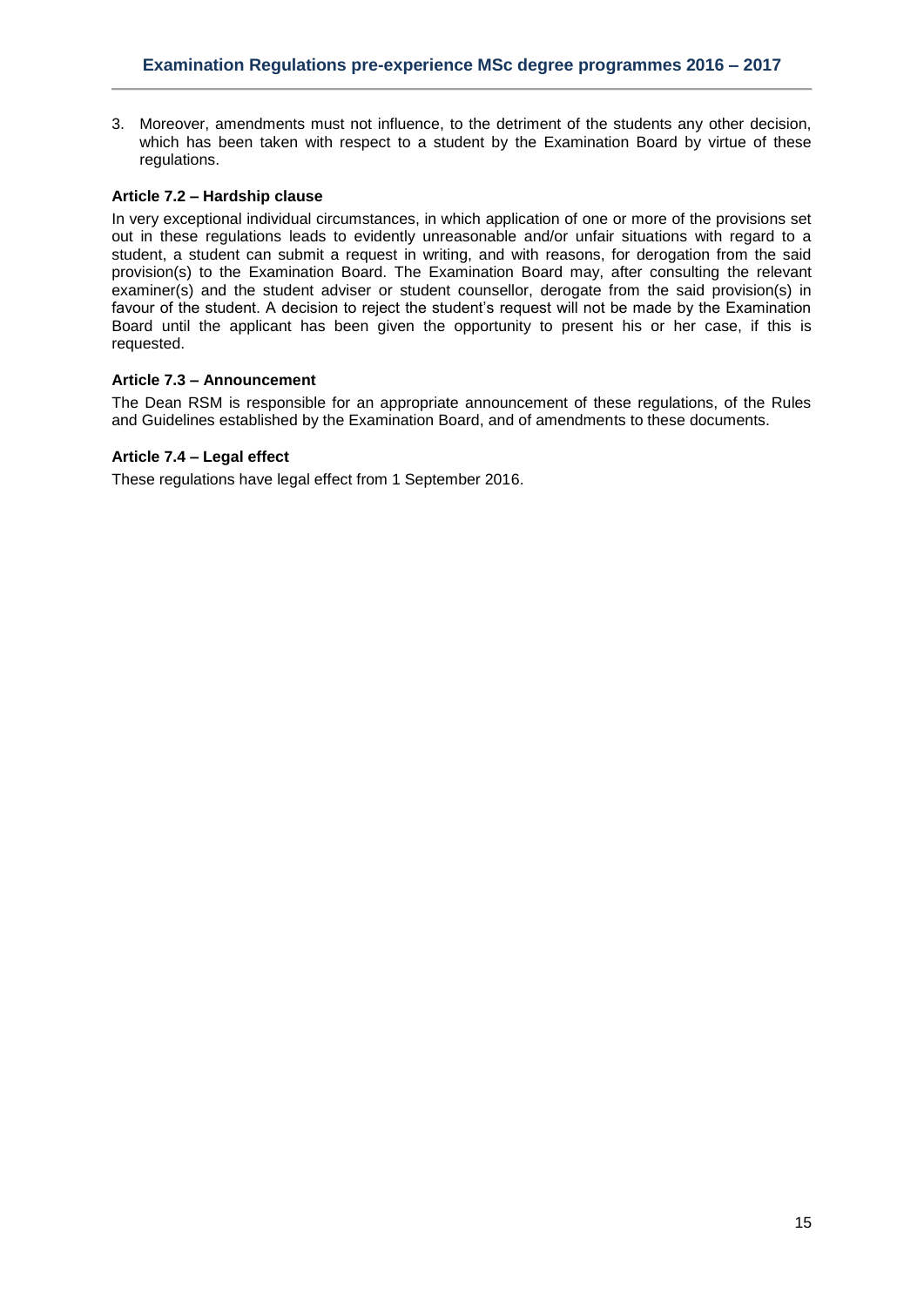3. Moreover, amendments must not influence, to the detriment of the students any other decision, which has been taken with respect to a student by the Examination Board by virtue of these regulations.

#### Article 7.2 – Hardship clause

In very exceptional individual circumstances, in which application of one or more of the provisions set out in these regulations leads to evidently unreasonable and/or unfair situations with regard to a student, a student can submit a request in writing, and with reasons, for derogation from the said provision(s) to the Examination Board. The Examination Board may, after consulting the relevant examiner(s) and the student adviser or student counsellor, derogate from the said provision(s) in favour of the student. A decision to reject the student's request will not be made by the Examination Board until the applicant has been given the opportunity to present his or her case, if this is requested.

#### Article 7.3 – Announcement

The Dean RSM is responsible for an appropriate announcement of these regulations, of the Rules and Guidelines established by the Examination Board, and of amendments to these documents.

#### Article 7.4 – Legal effect

These regulations have legal effect from 1 September 2016.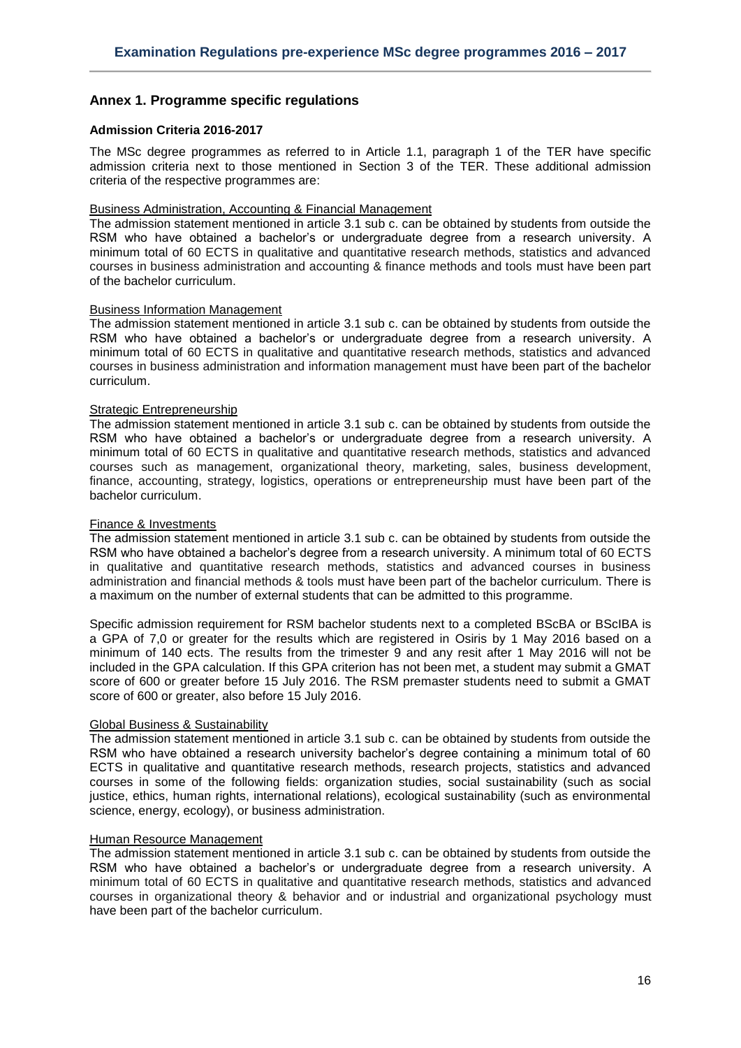## Annex 1. Programme specific regulations

### Admission Criteria 2016-2017

The MSc degree programmes as referred to in Article 1.1, paragraph 1 of the TER have specific admission criteria next to those mentioned in Section 3 of the TER. These additional admission criteria of the respective programmes are:

Business Administration, Accounting & Financial Management

The admission statement mentioned in article 3.1 sub c. can be obtained by students from outside the RSM who have obtained a bachelor's or undergraduate degree from a research university. A minimum total of 60 ECTS in qualitative and quantitative research methods, statistics and advanced courses in business administration and accounting & finance methods and tools must have been part of the bachelor curriculum.

Business Information Management

The admission statement mentioned in article 3.1 sub c. can be obtained by students from outside the RSM who have obtained a bachelor's or undergraduate degree from a research university. A minimum total of 60 ECTS in qualitative and quantitative research methods, statistics and advanced courses in business administration and information management must have been part of the bachelor curriculum.

Strategic Entrepreneurship

The admission statement mentioned in article 3.1 sub c. can be obtained by students from outside the RSM who have obtained a bachelor's or undergraduate degree from a research university. A minimum total of 60 ECTS in qualitative and quantitative research methods, statistics and advanced courses such as management, organizational theory, marketing, sales, business development, finance, accounting, strategy, logistics, operations or entrepreneurship must have been part of the bachelor curriculum.

Finance & Investments

The admission statement mentioned in article 3.1 sub c. can be obtained by students from outside the RSM who have obtained a bachelor's degree from a research university. A minimum total of 60 ECTS in qualitative and quantitative research methods, statistics and advanced courses in business administration and financial methods & tools must have been part of the bachelor curriculum. There is a maximum on the number of external students that can be admitted to this programme.

Specific admission requirement for RSM bachelor students next to a completed BScBA or BScIBA is a GPA of 7,0 or greater for the results which are registered in Osiris by 1 May 2016 based on a minimum of 140 ects. The results from the trimester 9 and any resit after 1 May 2016 will not be included in the GPA calculation. If this GPA criterion has not been met, a student may submit a GMAT score of 600 or greater before 15 July 2016. The RSM premaster students need to submit a GMAT score of 600 or greater, also before 15 July 2016.

Global Business & Sustainability

The admission statement mentioned in article 3.1 sub c. can be obtained by students from outside the RSM who have obtained a research university bachelor's degree containing a minimum total of 60 ECTS in qualitative and quantitative research methods, research projects, statistics and advanced courses in some of the following fields: organization studies, social sustainability (such as social justice, ethics, human rights, international relations), ecological sustainability (such as environmental science, energy, ecology), or business administration.

Human Resource Management

The admission statement mentioned in article 3.1 sub c. can be obtained by students from outside the RSM who have obtained a bachelor's or undergraduate degree from a research university. A minimum total of 60 ECTS in qualitative and quantitative research methods, statistics and advanced courses in organizational theory & behavior and or industrial and organizational psychology must have been part of the bachelor curriculum.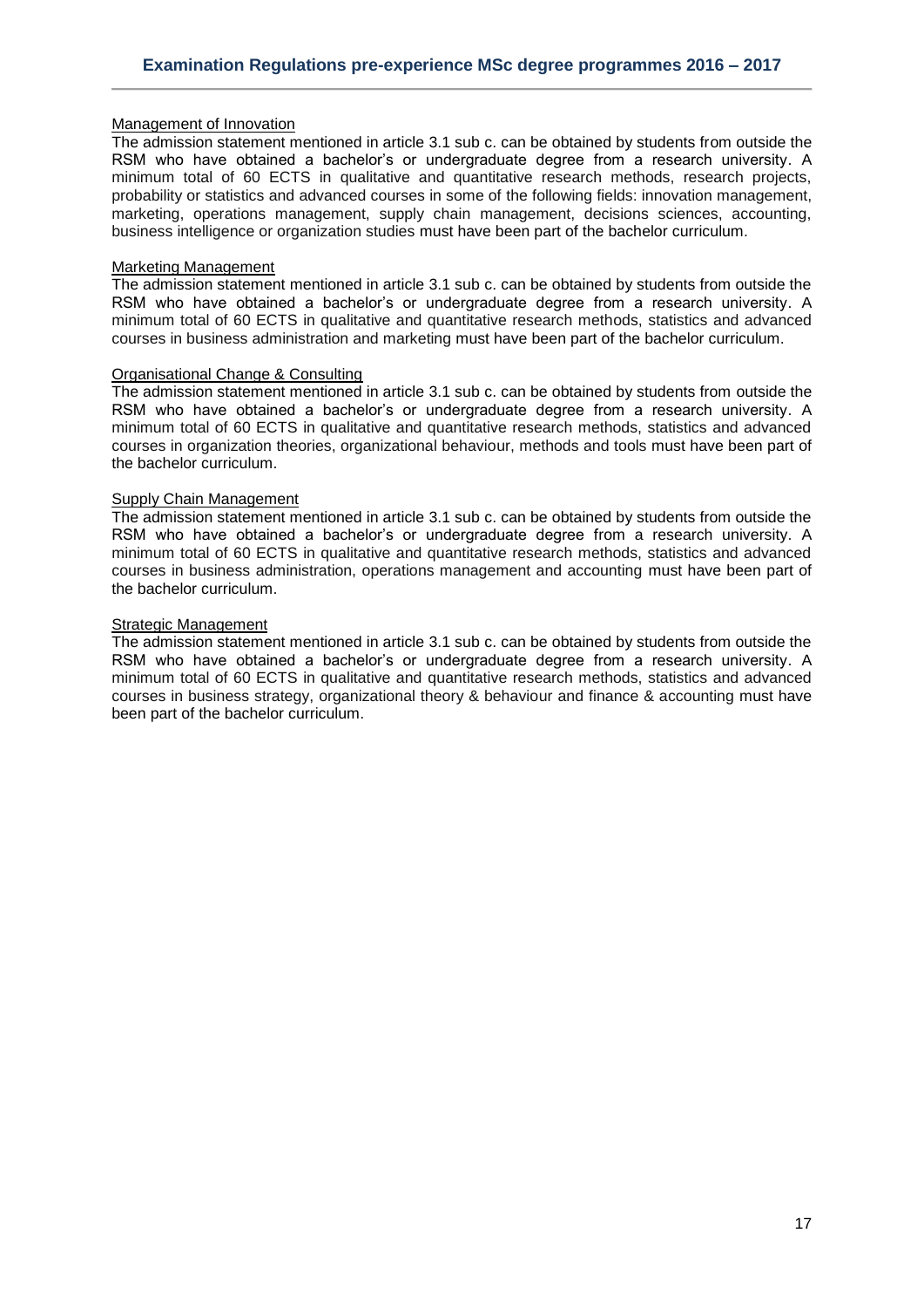Management of Innovation

The admission statement mentioned in article 3.1 sub c. can be obtained by students from outside the RSM who have obtained a bachelor's or undergraduate degree from a research university. A minimum total of 60 ECTS in qualitative and quantitative research methods, research projects, probability or statistics and advanced courses in some of the following fields: innovation management, marketing, operations management, supply chain management, decisions sciences, accounting, business intelligence or organization studies must have been part of the bachelor curriculum.

Marketing Management

The admission statement mentioned in article 3.1 sub c. can be obtained by students from outside the RSM who have obtained a bachelor's or undergraduate degree from a research university. A minimum total of 60 ECTS in qualitative and quantitative research methods, statistics and advanced courses in business administration and marketing must have been part of the bachelor curriculum.

Organisational Change & Consulting

The admission statement mentioned in article 3.1 sub c. can be obtained by students from outside the RSM who have obtained a bachelor's or undergraduate degree from a research university. A minimum total of 60 ECTS in qualitative and quantitative research methods, statistics and advanced courses in organization theories, organizational behaviour, methods and tools must have been part of the bachelor curriculum.

Supply Chain Management

The admission statement mentioned in article 3.1 sub c. can be obtained by students from outside the RSM who have obtained a bachelor's or undergraduate degree from a research university. A minimum total of 60 ECTS in qualitative and quantitative research methods, statistics and advanced courses in business administration, operations management and accounting must have been part of the bachelor curriculum.

Strategic Management

The admission statement mentioned in article 3.1 sub c. can be obtained by students from outside the RSM who have obtained a bachelor's or undergraduate degree from a research university. A minimum total of 60 ECTS in qualitative and quantitative research methods, statistics and advanced courses in business strategy, organizational theory & behaviour and finance & accounting must have been part of the bachelor curriculum.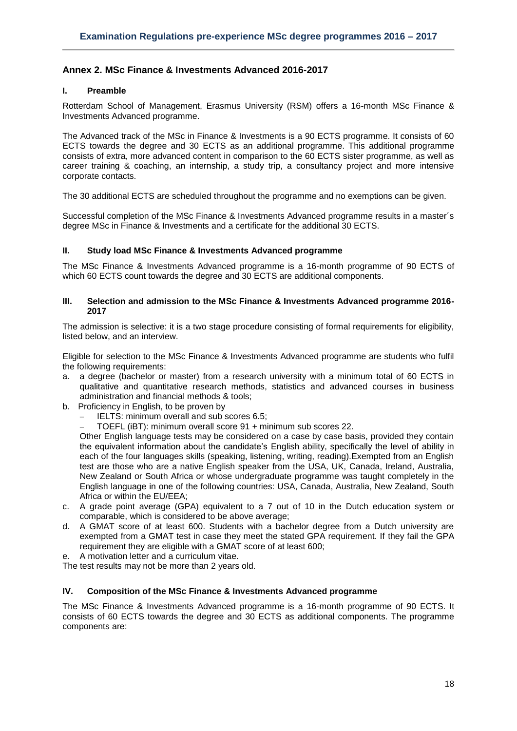## Annex 2. MSc Finance & Investments Advanced 2016-2017

### I. Preamble

Rotterdam School of Management, Erasmus University (RSM) offers a 16-month MSc Finance & Investments Advanced programme.

The Advanced track of the MSc in Finance & Investments is a 90 ECTS programme. It consists of 60 ECTS towards the degree and 30 ECTS as an additional programme. This additional programme consists of extra, more advanced content in comparison to the 60 ECTS sister programme, as well as career training & coaching, an internship, a study trip, a consultancy project and more intensive corporate contacts.

The 30 additional ECTS are scheduled throughout the programme and no exemptions can be given.

Successful completion of the MSc Finance & Investments Advanced programme results in a master´s degree MSc in Finance & Investments and a certificate for the additional 30 ECTS.

### II. Study load MSc Finance & Investments Advanced programme

The MSc Finance & Investments Advanced programme is a 16-month programme of 90 ECTS of which 60 ECTS count towards the degree and 30 ECTS are additional components.

### III. Selection and admission to the MSc Finance & Investments Advanced programme 2016-2017

The admission is selective: it is a two stage procedure consisting of formal requirements for eligibility, listed below, and an interview.

Eligible for selection to the MSc Finance & Investments Advanced programme are students who fulfil the following requirements:

a. a degree (bachelor or master) from a research university with a minimum total of 60 ECTS in qualitative and quantitative research methods, statistics and advanced courses in business administration and financial methods & tools;
b. Proficiency in English, to be proven by
   - IELTS: minimum overall and sub scores 6.5;
   - TOEFL (iBT): minimum overall score 91 + minimum sub scores 22.

   Other English language tests may be considered on a case by case basis, provided they contain the equivalent information about the candidate's English ability, specifically the level of ability in each of the four languages skills (speaking, listening, writing, reading).Exempted from an English test are those who are a native English speaker from the USA, UK, Canada, Ireland, Australia, New Zealand or South Africa or whose undergraduate programme was taught completely in the English language in one of the following countries: USA, Canada, Australia, New Zealand, South Africa or within the EU/EEA;
c. A grade point average (GPA) equivalent to a 7 out of 10 in the Dutch education system or comparable, which is considered to be above average;
d. A GMAT score of at least 600. Students with a bachelor degree from a Dutch university are exempted from a GMAT test in case they meet the stated GPA requirement. If they fail the GPA requirement they are eligible with a GMAT score of at least 600;
e. A motivation letter and a curriculum vitae.

The test results may not be more than 2 years old.

### IV. Composition of the MSc Finance & Investments Advanced programme

The MSc Finance & Investments Advanced programme is a 16-month programme of 90 ECTS. It consists of 60 ECTS towards the degree and 30 ECTS as additional components. The programme components are: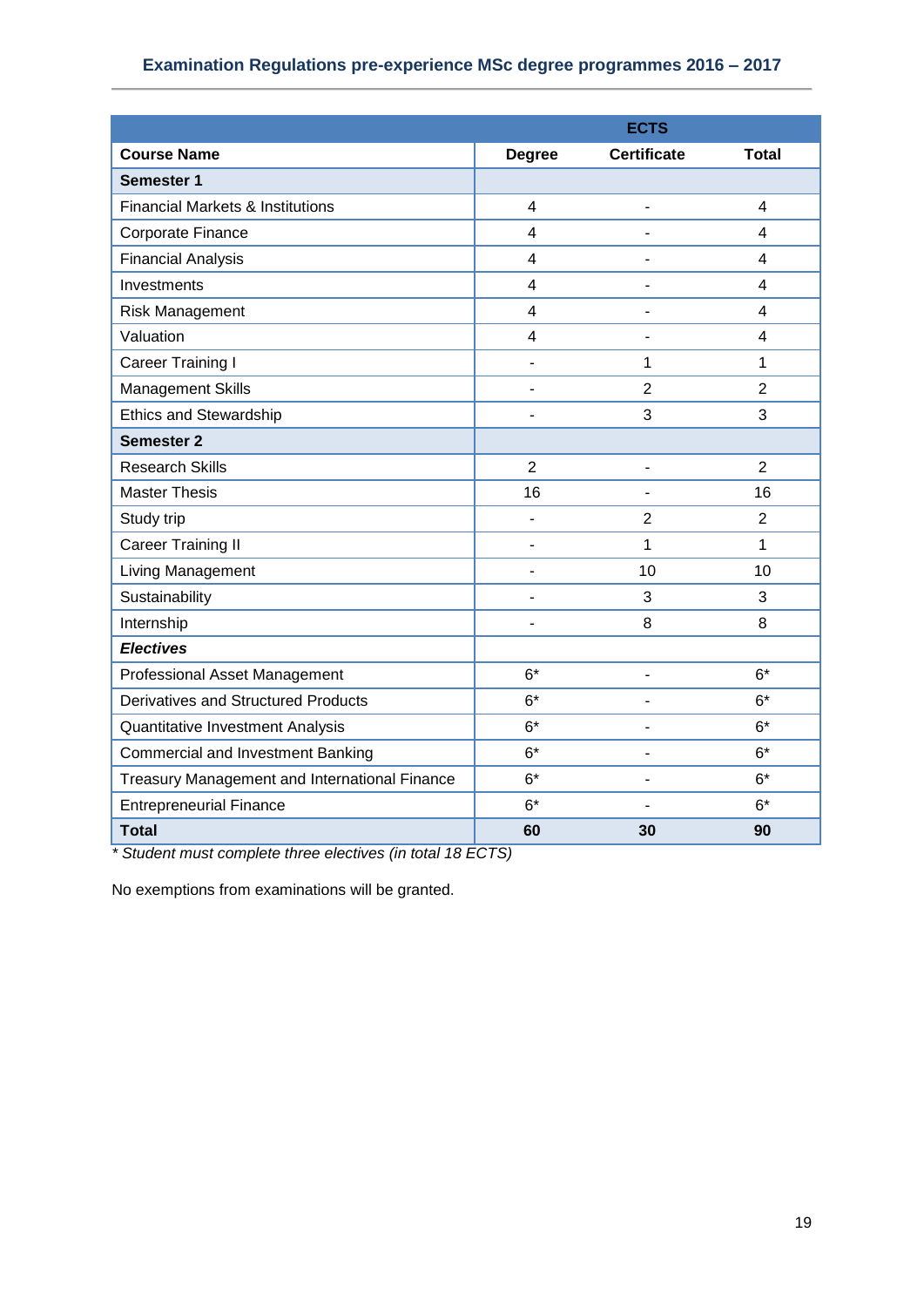| | ECTS | | |
|---|---|---|---|
| **Course Name** | **Degree** | **Certificate** | **Total** |
| **Semester 1** | | | |
| Financial Markets & Institutions | 4 | - | 4 |
| Corporate Finance | 4 | - | 4 |
| Financial Analysis | 4 | - | 4 |
| Investments | 4 | - | 4 |
| Risk Management | 4 | - | 4 |
| Valuation | 4 | - | 4 |
| Career Training I | - | 1 | 1 |
| Management Skills | - | 2 | 2 |
| Ethics and Stewardship | - | 3 | 3 |
| **Semester 2** | | | |
| Research Skills | 2 | - | 2 |
| Master Thesis | 16 | - | 16 |
| Study trip | - | 2 | 2 |
| Career Training II | - | 1 | 1 |
| Living Management | - | 10 | 10 |
| Sustainability | - | 3 | 3 |
| Internship | - | 8 | 8 |
| ***Electives*** | | | |
| Professional Asset Management | 6* | - | 6* |
| Derivatives and Structured Products | 6* | - | 6* |
| Quantitative Investment Analysis | 6* | - | 6* |
| Commercial and Investment Banking | 6* | - | 6* |
| Treasury Management and International Finance | 6* | - | 6* |
| Entrepreneurial Finance | 6* | - | 6* |
| **Total** | **60** | **30** | **90** |

*\* Student must complete three electives (in total 18 ECTS)*

No exemptions from examinations will be granted.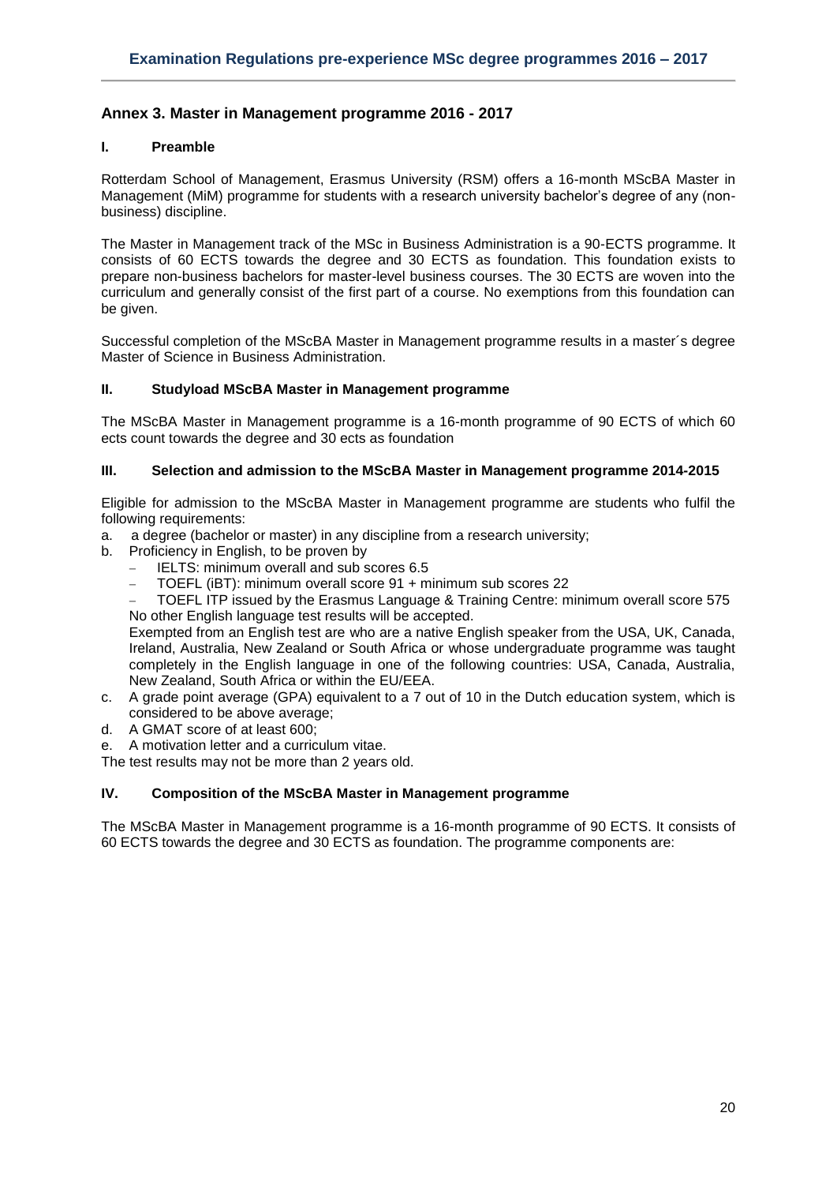## Annex 3. Master in Management programme 2016 - 2017

### I. Preamble

Rotterdam School of Management, Erasmus University (RSM) offers a 16-month MScBA Master in Management (MiM) programme for students with a research university bachelor's degree of any (non-business) discipline.

The Master in Management track of the MSc in Business Administration is a 90-ECTS programme. It consists of 60 ECTS towards the degree and 30 ECTS as foundation. This foundation exists to prepare non-business bachelors for master-level business courses. The 30 ECTS are woven into the curriculum and generally consist of the first part of a course. No exemptions from this foundation can be given.

Successful completion of the MScBA Master in Management programme results in a master´s degree Master of Science in Business Administration.

### II. Studyload MScBA Master in Management programme

The MScBA Master in Management programme is a 16-month programme of 90 ECTS of which 60 ects count towards the degree and 30 ects as foundation

### III. Selection and admission to the MScBA Master in Management programme 2014-2015

Eligible for admission to the MScBA Master in Management programme are students who fulfil the following requirements:

a. a degree (bachelor or master) in any discipline from a research university;
b. Proficiency in English, to be proven by
   - IELTS: minimum overall and sub scores 6.5
   - TOEFL (iBT): minimum overall score 91 + minimum sub scores 22
   - TOEFL ITP issued by the Erasmus Language & Training Centre: minimum overall score 575

   No other English language test results will be accepted.

   Exempted from an English test are who are a native English speaker from the USA, UK, Canada, Ireland, Australia, New Zealand or South Africa or whose undergraduate programme was taught completely in the English language in one of the following countries: USA, Canada, Australia, New Zealand, South Africa or within the EU/EEA.
c. A grade point average (GPA) equivalent to a 7 out of 10 in the Dutch education system, which is considered to be above average;
d. A GMAT score of at least 600;
e. A motivation letter and a curriculum vitae.

The test results may not be more than 2 years old.

### IV. Composition of the MScBA Master in Management programme

The MScBA Master in Management programme is a 16-month programme of 90 ECTS. It consists of 60 ECTS towards the degree and 30 ECTS as foundation. The programme components are: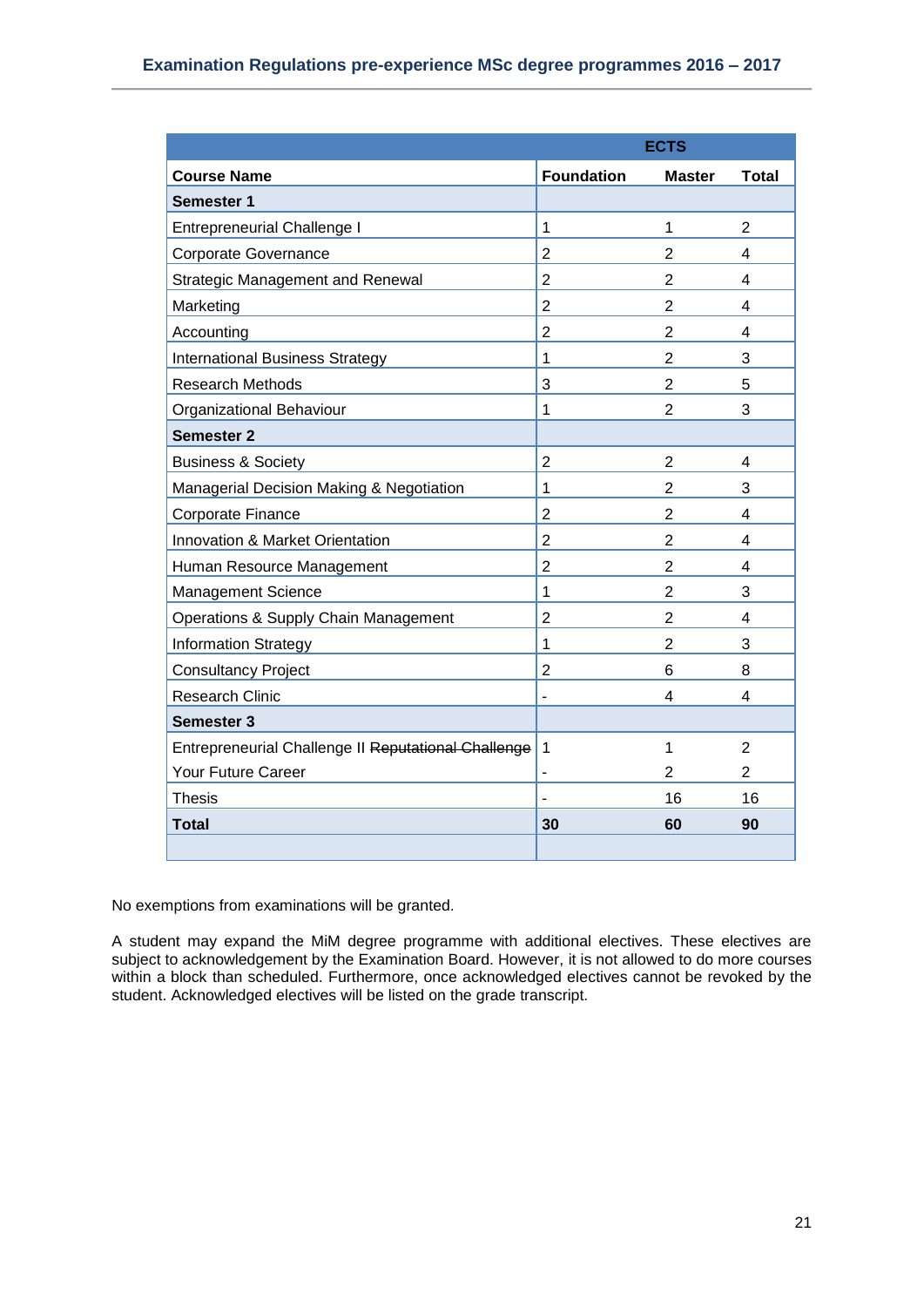| Course Name | ECTS Foundation | Master | Total |
|---|---|---|---|
| **Semester 1** | | | |
| Entrepreneurial Challenge I | 1 | 1 | 2 |
| Corporate Governance | 2 | 2 | 4 |
| Strategic Management and Renewal | 2 | 2 | 4 |
| Marketing | 2 | 2 | 4 |
| Accounting | 2 | 2 | 4 |
| International Business Strategy | 1 | 2 | 3 |
| Research Methods | 3 | 2 | 5 |
| Organizational Behaviour | 1 | 2 | 3 |
| **Semester 2** | | | |
| Business & Society | 2 | 2 | 4 |
| Managerial Decision Making & Negotiation | 1 | 2 | 3 |
| Corporate Finance | 2 | 2 | 4 |
| Innovation & Market Orientation | 2 | 2 | 4 |
| Human Resource Management | 2 | 2 | 4 |
| Management Science | 1 | 2 | 3 |
| Operations & Supply Chain Management | 2 | 2 | 4 |
| Information Strategy | 1 | 2 | 3 |
| Consultancy Project | 2 | 6 | 8 |
| Research Clinic | - | 4 | 4 |
| **Semester 3** | | | |
| Entrepreneurial Challenge II ~~Reputational Challenge~~ | 1 | 1 | 2 |
| Your Future Career | - | 2 | 2 |
| Thesis | - | 16 | 16 |
| **Total** | **30** | **60** | **90** |

No exemptions from examinations will be granted.

A student may expand the MiM degree programme with additional electives. These electives are subject to acknowledgement by the Examination Board. However, it is not allowed to do more courses within a block than scheduled. Furthermore, once acknowledged electives cannot be revoked by the student. Acknowledged electives will be listed on the grade transcript.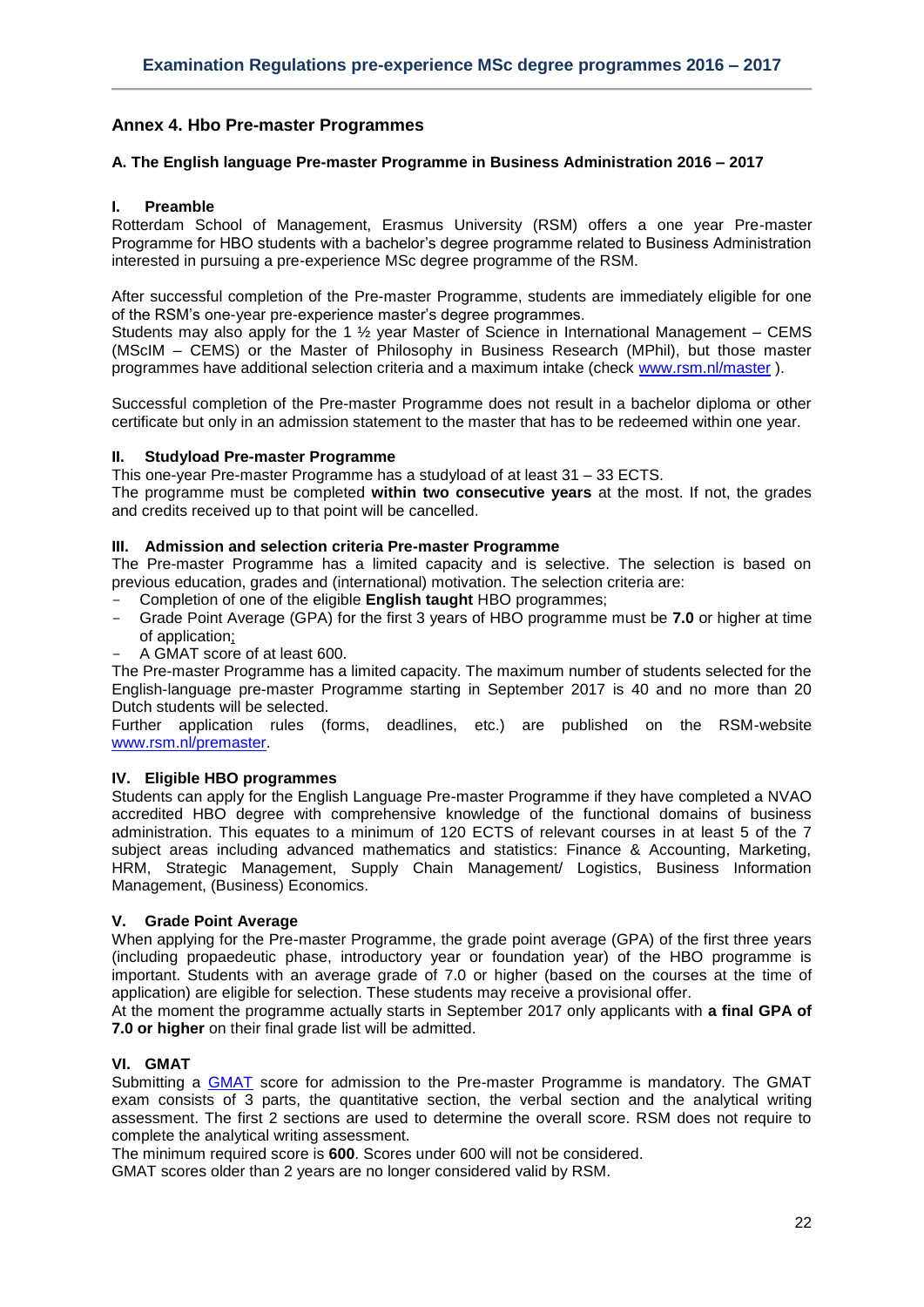## Annex 4. Hbo Pre-master Programmes

### A. The English language Pre-master Programme in Business Administration 2016 – 2017

#### I. Preamble

Rotterdam School of Management, Erasmus University (RSM) offers a one year Pre-master Programme for HBO students with a bachelor's degree programme related to Business Administration interested in pursuing a pre-experience MSc degree programme of the RSM.

After successful completion of the Pre-master Programme, students are immediately eligible for one of the RSM's one-year pre-experience master's degree programmes.
Students may also apply for the 1 ½ year Master of Science in International Management – CEMS (MScIM – CEMS) or the Master of Philosophy in Business Research (MPhil), but those master programmes have additional selection criteria and a maximum intake (check www.rsm.nl/master ).

Successful completion of the Pre-master Programme does not result in a bachelor diploma or other certificate but only in an admission statement to the master that has to be redeemed within one year.

#### II. Studyload Pre-master Programme

This one-year Pre-master Programme has a studyload of at least 31 – 33 ECTS.
The programme must be completed **within two consecutive years** at the most. If not, the grades and credits received up to that point will be cancelled.

#### III. Admission and selection criteria Pre-master Programme

The Pre-master Programme has a limited capacity and is selective. The selection is based on previous education, grades and (international) motivation. The selection criteria are:

- Completion of one of the eligible **English taught** HBO programmes;
- Grade Point Average (GPA) for the first 3 years of HBO programme must be **7.0** or higher at time of application;
- A GMAT score of at least 600.

The Pre-master Programme has a limited capacity. The maximum number of students selected for the English-language pre-master Programme starting in September 2017 is 40 and no more than 20 Dutch students will be selected.
Further application rules (forms, deadlines, etc.) are published on the RSM-website www.rsm.nl/premaster.

#### IV. Eligible HBO programmes

Students can apply for the English Language Pre-master Programme if they have completed a NVAO accredited HBO degree with comprehensive knowledge of the functional domains of business administration. This equates to a minimum of 120 ECTS of relevant courses in at least 5 of the 7 subject areas including advanced mathematics and statistics: Finance & Accounting, Marketing, HRM, Strategic Management, Supply Chain Management/ Logistics, Business Information Management, (Business) Economics.

#### V. Grade Point Average

When applying for the Pre-master Programme, the grade point average (GPA) of the first three years (including propaedeutic phase, introductory year or foundation year) of the HBO programme is important. Students with an average grade of 7.0 or higher (based on the courses at the time of application) are eligible for selection. These students may receive a provisional offer.
At the moment the programme actually starts in September 2017 only applicants with **a final GPA of 7.0 or higher** on their final grade list will be admitted.

#### VI. GMAT

Submitting a GMAT score for admission to the Pre-master Programme is mandatory. The GMAT exam consists of 3 parts, the quantitative section, the verbal section and the analytical writing assessment. The first 2 sections are used to determine the overall score. RSM does not require to complete the analytical writing assessment.
The minimum required score is **600**. Scores under 600 will not be considered.
GMAT scores older than 2 years are no longer considered valid by RSM.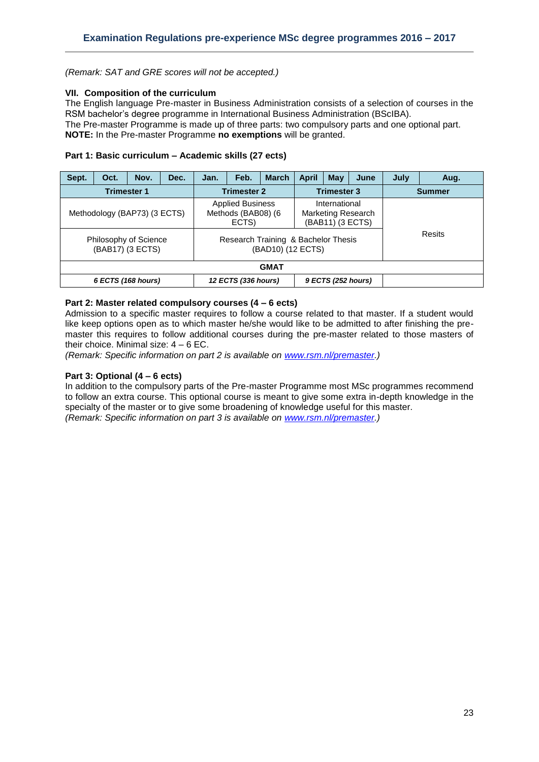*(Remark: SAT and GRE scores will not be accepted.)*

## VII. Composition of the curriculum

The English language Pre-master in Business Administration consists of a selection of courses in the RSM bachelor's degree programme in International Business Administration (BScIBA).
The Pre-master Programme is made up of three parts: two compulsory parts and one optional part.
**NOTE:** In the Pre-master Programme **no exemptions** will be granted.

### Part 1: Basic curriculum – Academic skills (27 ects)

| Sept. | Oct. | Nov. | Dec. | Jan. | Feb. | March | April | May | June | July | Aug. |
|---|---|---|---|---|---|---|---|---|---|---|---|
| **Trimester 1** | | | | **Trimester 2** | | | **Trimester 3** | | | **Summer** | |
| Methodology (BAP73) (3 ECTS) | | | | Applied Business Methods (BAB08) (6 ECTS) | | | International Marketing Research (BAB11) (3 ECTS) | | | Resits | |
| Philosophy of Science (BAB17) (3 ECTS) | | | | Research Training & Bachelor Thesis (BAD10) (12 ECTS) | | | | | | | |
| **GMAT** | | | | | | | | | | | |
| ***6 ECTS (168 hours)*** | | | | ***12 ECTS (336 hours)*** | | | ***9 ECTS (252 hours)*** | | | | |

### Part 2: Master related compulsory courses (4 – 6 ects)

Admission to a specific master requires to follow a course related to that master. If a student would like keep options open as to which master he/she would like to be admitted to after finishing the pre-master this requires to follow additional courses during the pre-master related to those masters of their choice. Minimal size: 4 – 6 EC.
*(Remark: Specific information on part 2 is available on [www.rsm.nl/premaster](www.rsm.nl/premaster).)*

### Part 3: Optional (4 – 6 ects)

In addition to the compulsory parts of the Pre-master Programme most MSc programmes recommend to follow an extra course. This optional course is meant to give some extra in-depth knowledge in the specialty of the master or to give some broadening of knowledge useful for this master.
*(Remark: Specific information on part 3 is available on [www.rsm.nl/premaster](www.rsm.nl/premaster).)*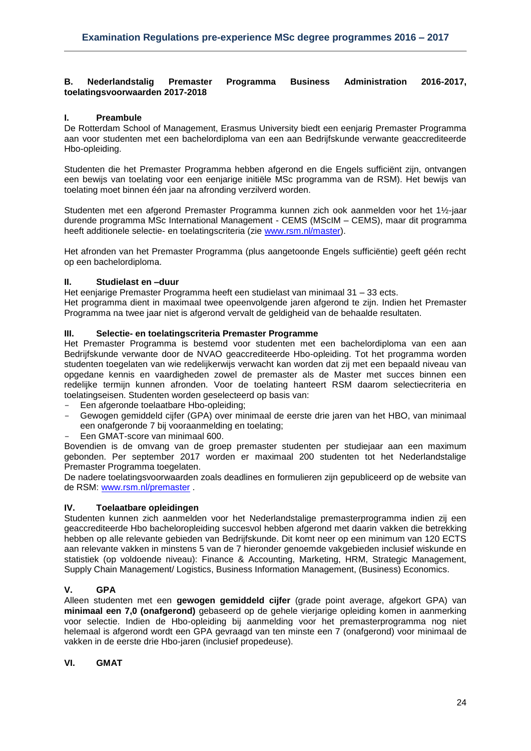## B. Nederlandstalig Premaster Programma Business Administration 2016-2017, toelatingsvoorwaarden 2017-2018

### I. Preambule

De Rotterdam School of Management, Erasmus University biedt een eenjarig Premaster Programma aan voor studenten met een bachelordiploma van een aan Bedrijfskunde verwante geaccrediteerde Hbo-opleiding.

Studenten die het Premaster Programma hebben afgerond en die Engels sufficiënt zijn, ontvangen een bewijs van toelating voor een eenjarige initiële MSc programma van de RSM). Het bewijs van toelating moet binnen één jaar na afronding verzilverd worden.

Studenten met een afgerond Premaster Programma kunnen zich ook aanmelden voor het 1½-jaar durende programma MSc International Management - CEMS (MScIM – CEMS), maar dit programma heeft additionele selectie- en toelatingscriteria (zie www.rsm.nl/master).

Het afronden van het Premaster Programma (plus aangetoonde Engels sufficiëntie) geeft géén recht op een bachelordiploma.

### II. Studielast en –duur

Het eenjarige Premaster Programma heeft een studielast van minimaal 31 – 33 ects.
Het programma dient in maximaal twee opeenvolgende jaren afgerond te zijn. Indien het Premaster Programma na twee jaar niet is afgerond vervalt de geldigheid van de behaalde resultaten.

### III. Selectie- en toelatingscriteria Premaster Programme

Het Premaster Programma is bestemd voor studenten met een bachelordiploma van een aan Bedrijfskunde verwante door de NVAO geaccrediteerde Hbo-opleiding. Tot het programma worden studenten toegelaten van wie redelijkerwijs verwacht kan worden dat zij met een bepaald niveau van opgedane kennis en vaardigheden zowel de premaster als de Master met succes binnen een redelijke termijn kunnen afronden. Voor de toelating hanteert RSM daarom selectiecriteria en toelatingseisen. Studenten worden geselecteerd op basis van:

- Een afgeronde toelaatbare Hbo-opleiding;
- Gewogen gemiddeld cijfer (GPA) over minimaal de eerste drie jaren van het HBO, van minimaal een onafgeronde 7 bij vooraanmelding en toelating;
- Een GMAT-score van minimaal 600.

Bovendien is de omvang van de groep premaster studenten per studiejaar aan een maximum gebonden. Per september 2017 worden er maximaal 200 studenten tot het Nederlandstalige Premaster Programma toegelaten.
De nadere toelatingsvoorwaarden zoals deadlines en formulieren zijn gepubliceerd op de website van de RSM: www.rsm.nl/premaster .

### IV. Toelaatbare opleidingen

Studenten kunnen zich aanmelden voor het Nederlandstalige premasterprogramma indien zij een geaccrediteerde Hbo bacheloropleiding succesvol hebben afgerond met daarin vakken die betrekking hebben op alle relevante gebieden van Bedrijfskunde. Dit komt neer op een minimum van 120 ECTS aan relevante vakken in minstens 5 van de 7 hieronder genoemde vakgebieden inclusief wiskunde en statistiek (op voldoende niveau): Finance & Accounting, Marketing, HRM, Strategic Management, Supply Chain Management/ Logistics, Business Information Management, (Business) Economics.

### V. GPA

Alleen studenten met een **gewogen gemiddeld cijfer** (grade point average, afgekort GPA) van **minimaal een 7,0 (onafgerond)** gebaseerd op de gehele vierjarige opleiding komen in aanmerking voor selectie. Indien de Hbo-opleiding bij aanmelding voor het premasterprogramma nog niet helemaal is afgerond wordt een GPA gevraagd van ten minste een 7 (onafgerond) voor minimaal de vakken in de eerste drie Hbo-jaren (inclusief propedeuse).

### VI. GMAT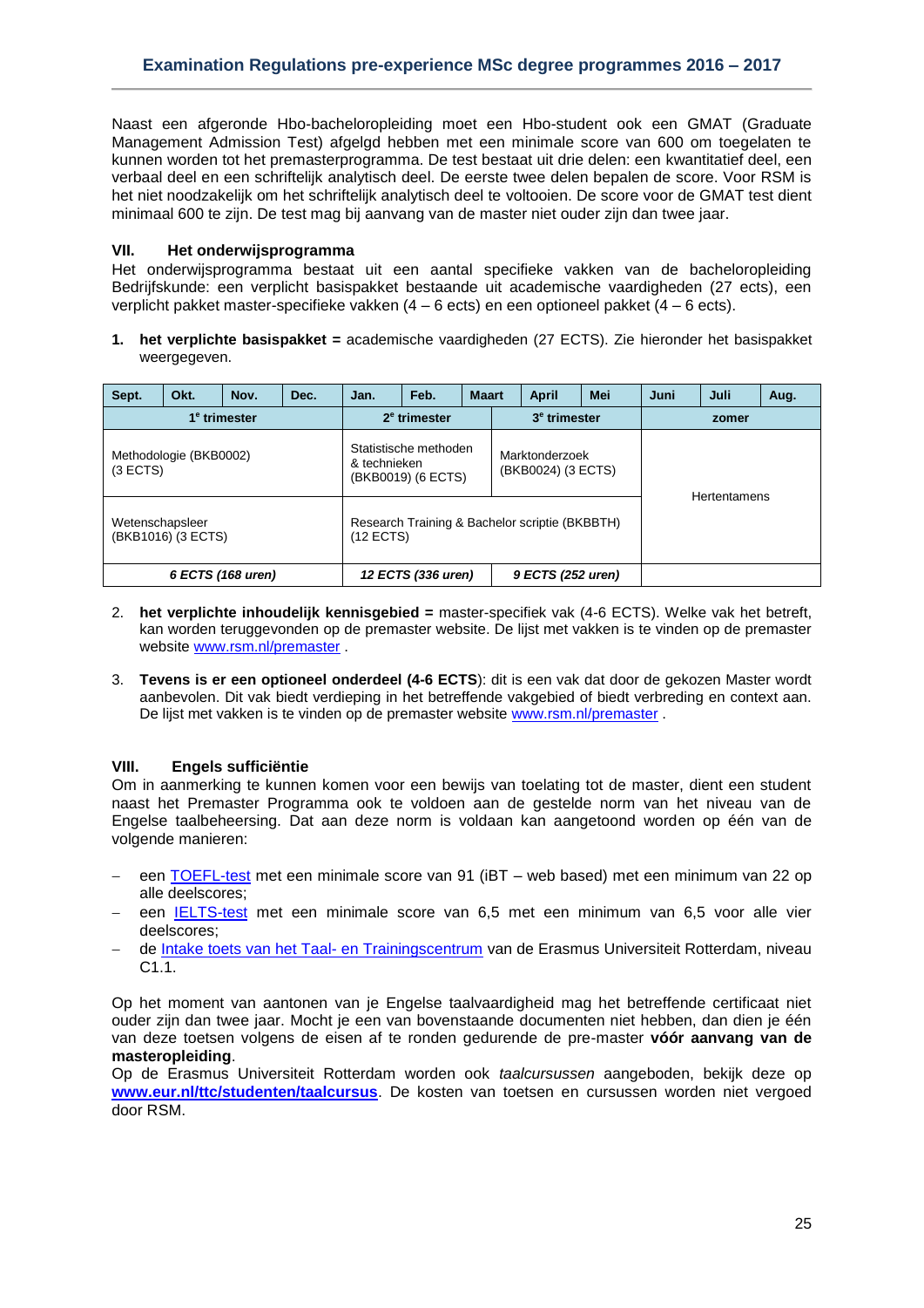Naast een afgeronde Hbo-bacheloropleiding moet een Hbo-student ook een GMAT (Graduate Management Admission Test) afgelgd hebben met een minimale score van 600 om toegelaten te kunnen worden tot het premasterprogramma. De test bestaat uit drie delen: een kwantitatief deel, een verbaal deel en een schriftelijk analytisch deel. De eerste twee delen bepalen de score. Voor RSM is het niet noodzakelijk om het schriftelijk analytisch deel te voltooien. De score voor de GMAT test dient minimaal 600 te zijn. De test mag bij aanvang van de master niet ouder zijn dan twee jaar.

## VII. Het onderwijsprogramma

Het onderwijsprogramma bestaat uit een aantal specifieke vakken van de bacheloropleiding Bedrijfskunde: een verplicht basispakket bestaande uit academische vaardigheden (27 ects), een verplicht pakket master-specifieke vakken (4 – 6 ects) en een optioneel pakket (4 – 6 ects).

1. **het verplichte basispakket =** academische vaardigheden (27 ECTS). Zie hieronder het basispakket weergegeven.

| Sept. | Okt. | Nov. | Dec. | Jan. | Feb. | Maart | April | Mei | Juni | Juli | Aug. |
|---|---|---|---|---|---|---|---|---|---|---|---|
| 1e trimester | | | | 2e trimester | | | 3e trimester | | zomer | | |
| Methodologie (BKB0002) (3 ECTS) | | | | Statistische methoden & technieken (BKB0019) (6 ECTS) | | | Marktonderzoek (BKB0024) (3 ECTS) | | Hertentamens | | |
| Wetenschapsleer (BKB1016) (3 ECTS) | | | | Research Training & Bachelor scriptie (BKBBTH) (12 ECTS) | | | | | | | |
| *6 ECTS (168 uren)* | | | | *12 ECTS (336 uren)* | | | *9 ECTS (252 uren)* | | | | |

2. **het verplichte inhoudelijk kennisgebied =** master-specifiek vak (4-6 ECTS). Welke vak het betreft, kan worden teruggevonden op de premaster website. De lijst met vakken is te vinden op de premaster website www.rsm.nl/premaster .

3. **Tevens is er een optioneel onderdeel (4-6 ECTS**): dit is een vak dat door de gekozen Master wordt aanbevolen. Dit vak biedt verdieping in het betreffende vakgebied of biedt verbreding en context aan. De lijst met vakken is te vinden op de premaster website www.rsm.nl/premaster .

## VIII. Engels sufficiëntie

Om in aanmerking te kunnen komen voor een bewijs van toelating tot de master, dient een student naast het Premaster Programma ook te voldoen aan de gestelde norm van het niveau van de Engelse taalbeheersing. Dat aan deze norm is voldaan kan aangetoond worden op één van de volgende manieren:

- een TOEFL-test met een minimale score van 91 (iBT – web based) met een minimum van 22 op alle deelscores;
- een IELTS-test met een minimale score van 6,5 met een minimum van 6,5 voor alle vier deelscores;
- de Intake toets van het Taal- en Trainingscentrum van de Erasmus Universiteit Rotterdam, niveau C1.1.

Op het moment van aantonen van je Engelse taalvaardigheid mag het betreffende certificaat niet ouder zijn dan twee jaar. Mocht je een van bovenstaande documenten niet hebben, dan dien je één van deze toetsen volgens de eisen af te ronden gedurende de pre-master **vóór aanvang van de masteropleiding**.

Op de Erasmus Universiteit Rotterdam worden ook *taalcursussen* aangeboden, bekijk deze op **www.eur.nl/ttc/studenten/taalcursus**. De kosten van toetsen en cursussen worden niet vergoed door RSM.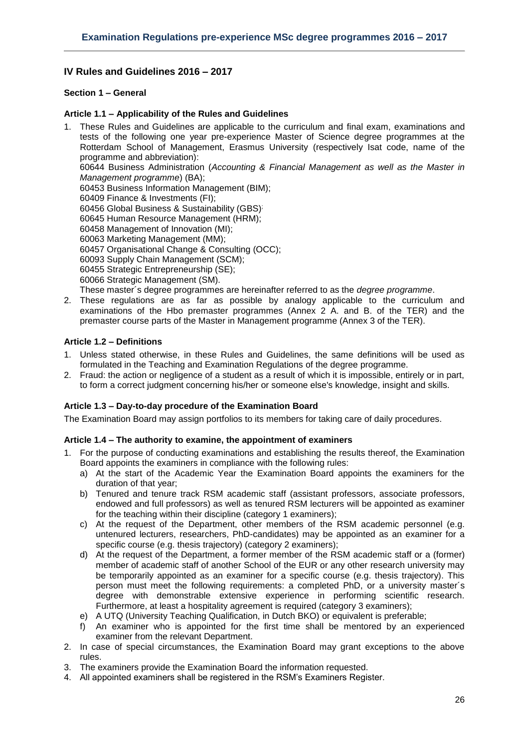## IV Rules and Guidelines 2016 – 2017

### Section 1 – General

#### Article 1.1 – Applicability of the Rules and Guidelines

1. These Rules and Guidelines are applicable to the curriculum and final exam, examinations and tests of the following one year pre-experience Master of Science degree programmes at the Rotterdam School of Management, Erasmus University (respectively Isat code, name of the programme and abbreviation):
   60644 Business Administration (*Accounting & Financial Management as well as the Master in Management programme*) (BA);
   60453 Business Information Management (BIM);
   60409 Finance & Investments (FI);
   60456 Global Business & Sustainability (GBS);
   60645 Human Resource Management (HRM);
   60458 Management of Innovation (MI);
   60063 Marketing Management (MM);
   60457 Organisational Change & Consulting (OCC);
   60093 Supply Chain Management (SCM);
   60455 Strategic Entrepreneurship (SE);
   60066 Strategic Management (SM).
   These master´s degree programmes are hereinafter referred to as the *degree programme*.
2. These regulations are as far as possible by analogy applicable to the curriculum and examinations of the Hbo premaster programmes (Annex 2 A. and B. of the TER) and the premaster course parts of the Master in Management programme (Annex 3 of the TER).

#### Article 1.2 – Definitions

1. Unless stated otherwise, in these Rules and Guidelines, the same definitions will be used as formulated in the Teaching and Examination Regulations of the degree programme.
2. Fraud: the action or negligence of a student as a result of which it is impossible, entirely or in part, to form a correct judgment concerning his/her or someone else's knowledge, insight and skills.

#### Article 1.3 – Day-to-day procedure of the Examination Board

The Examination Board may assign portfolios to its members for taking care of daily procedures.

#### Article 1.4 – The authority to examine, the appointment of examiners

1. For the purpose of conducting examinations and establishing the results thereof, the Examination Board appoints the examiners in compliance with the following rules:
   a) At the start of the Academic Year the Examination Board appoints the examiners for the duration of that year;
   b) Tenured and tenure track RSM academic staff (assistant professors, associate professors, endowed and full professors) as well as tenured RSM lecturers will be appointed as examiner for the teaching within their discipline (category 1 examiners);
   c) At the request of the Department, other members of the RSM academic personnel (e.g. untenured lecturers, researchers, PhD-candidates) may be appointed as an examiner for a specific course (e.g. thesis trajectory) (category 2 examiners);
   d) At the request of the Department, a former member of the RSM academic staff or a (former) member of academic staff of another School of the EUR or any other research university may be temporarily appointed as an examiner for a specific course (e.g. thesis trajectory). This person must meet the following requirements: a completed PhD, or a university master´s degree with demonstrable extensive experience in performing scientific research. Furthermore, at least a hospitality agreement is required (category 3 examiners);
   e) A UTQ (University Teaching Qualification, in Dutch BKO) or equivalent is preferable;
   f) An examiner who is appointed for the first time shall be mentored by an experienced examiner from the relevant Department.
2. In case of special circumstances, the Examination Board may grant exceptions to the above rules.
3. The examiners provide the Examination Board the information requested.
4. All appointed examiners shall be registered in the RSM's Examiners Register.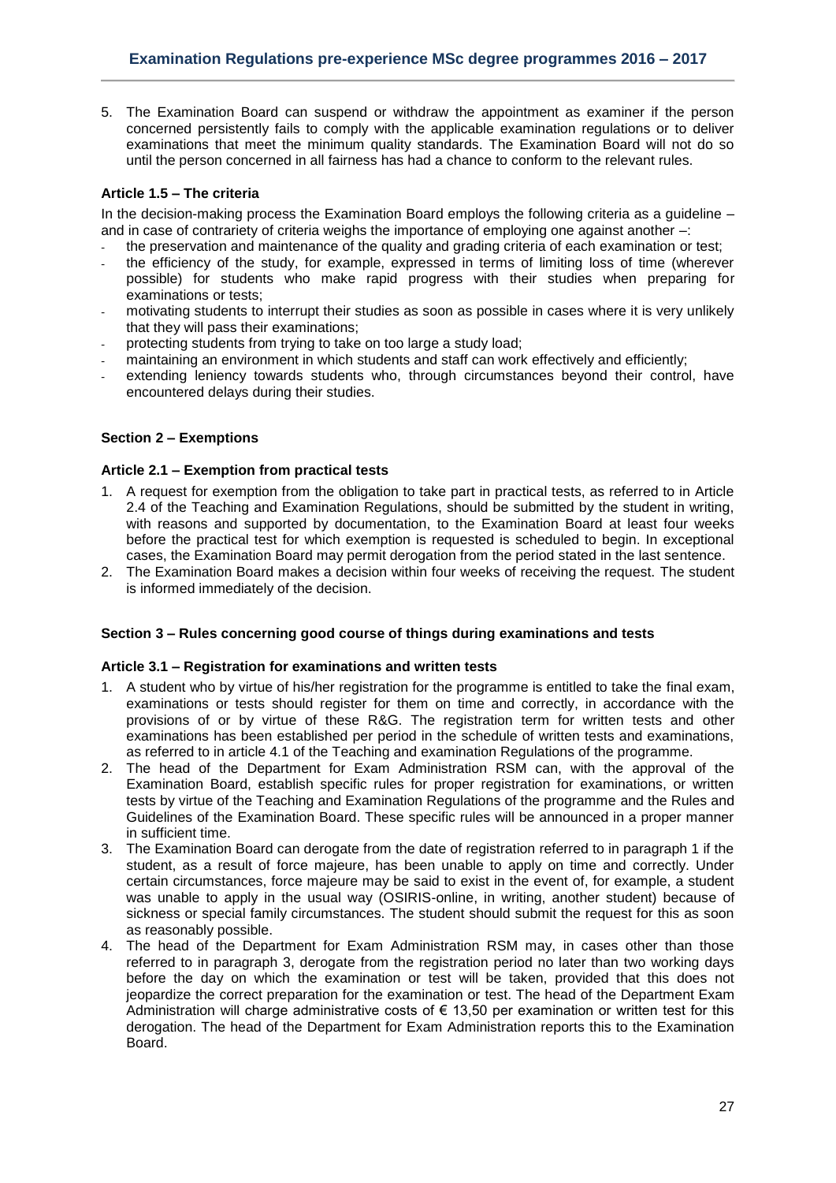5. The Examination Board can suspend or withdraw the appointment as examiner if the person concerned persistently fails to comply with the applicable examination regulations or to deliver examinations that meet the minimum quality standards. The Examination Board will not do so until the person concerned in all fairness has had a chance to conform to the relevant rules.

### Article 1.5 – The criteria

In the decision-making process the Examination Board employs the following criteria as a guideline – and in case of contrariety of criteria weighs the importance of employing one against another –:

- the preservation and maintenance of the quality and grading criteria of each examination or test;
- the efficiency of the study, for example, expressed in terms of limiting loss of time (wherever possible) for students who make rapid progress with their studies when preparing for examinations or tests;
- motivating students to interrupt their studies as soon as possible in cases where it is very unlikely that they will pass their examinations;
- protecting students from trying to take on too large a study load;
- maintaining an environment in which students and staff can work effectively and efficiently;
- extending leniency towards students who, through circumstances beyond their control, have encountered delays during their studies.

## Section 2 – Exemptions

### Article 2.1 – Exemption from practical tests

1. A request for exemption from the obligation to take part in practical tests, as referred to in Article 2.4 of the Teaching and Examination Regulations, should be submitted by the student in writing, with reasons and supported by documentation, to the Examination Board at least four weeks before the practical test for which exemption is requested is scheduled to begin. In exceptional cases, the Examination Board may permit derogation from the period stated in the last sentence.
2. The Examination Board makes a decision within four weeks of receiving the request. The student is informed immediately of the decision.

## Section 3 – Rules concerning good course of things during examinations and tests

### Article 3.1 – Registration for examinations and written tests

1. A student who by virtue of his/her registration for the programme is entitled to take the final exam, examinations or tests should register for them on time and correctly, in accordance with the provisions of or by virtue of these R&G. The registration term for written tests and other examinations has been established per period in the schedule of written tests and examinations, as referred to in article 4.1 of the Teaching and examination Regulations of the programme.
2. The head of the Department for Exam Administration RSM can, with the approval of the Examination Board, establish specific rules for proper registration for examinations, or written tests by virtue of the Teaching and Examination Regulations of the programme and the Rules and Guidelines of the Examination Board. These specific rules will be announced in a proper manner in sufficient time.
3. The Examination Board can derogate from the date of registration referred to in paragraph 1 if the student, as a result of force majeure, has been unable to apply on time and correctly. Under certain circumstances, force majeure may be said to exist in the event of, for example, a student was unable to apply in the usual way (OSIRIS-online, in writing, another student) because of sickness or special family circumstances. The student should submit the request for this as soon as reasonably possible.
4. The head of the Department for Exam Administration RSM may, in cases other than those referred to in paragraph 3, derogate from the registration period no later than two working days before the day on which the examination or test will be taken, provided that this does not jeopardize the correct preparation for the examination or test. The head of the Department Exam Administration will charge administrative costs of € 13,50 per examination or written test for this derogation. The head of the Department for Exam Administration reports this to the Examination Board.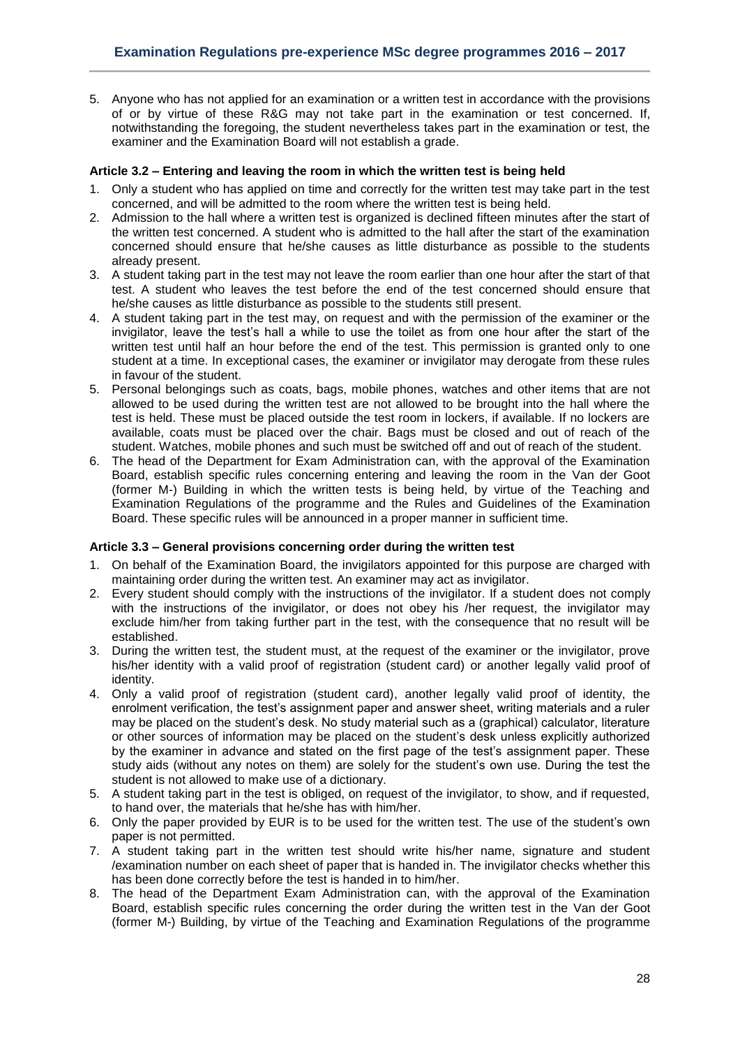5. Anyone who has not applied for an examination or a written test in accordance with the provisions of or by virtue of these R&G may not take part in the examination or test concerned. If, notwithstanding the foregoing, the student nevertheless takes part in the examination or test, the examiner and the Examination Board will not establish a grade.

#### Article 3.2 – Entering and leaving the room in which the written test is being held

1. Only a student who has applied on time and correctly for the written test may take part in the test concerned, and will be admitted to the room where the written test is being held.
2. Admission to the hall where a written test is organized is declined fifteen minutes after the start of the written test concerned. A student who is admitted to the hall after the start of the examination concerned should ensure that he/she causes as little disturbance as possible to the students already present.
3. A student taking part in the test may not leave the room earlier than one hour after the start of that test. A student who leaves the test before the end of the test concerned should ensure that he/she causes as little disturbance as possible to the students still present.
4. A student taking part in the test may, on request and with the permission of the examiner or the invigilator, leave the test's hall a while to use the toilet as from one hour after the start of the written test until half an hour before the end of the test. This permission is granted only to one student at a time. In exceptional cases, the examiner or invigilator may derogate from these rules in favour of the student.
5. Personal belongings such as coats, bags, mobile phones, watches and other items that are not allowed to be used during the written test are not allowed to be brought into the hall where the test is held. These must be placed outside the test room in lockers, if available. If no lockers are available, coats must be placed over the chair. Bags must be closed and out of reach of the student. Watches, mobile phones and such must be switched off and out of reach of the student.
6. The head of the Department for Exam Administration can, with the approval of the Examination Board, establish specific rules concerning entering and leaving the room in the Van der Goot (former M-) Building in which the written tests is being held, by virtue of the Teaching and Examination Regulations of the programme and the Rules and Guidelines of the Examination Board. These specific rules will be announced in a proper manner in sufficient time.

#### Article 3.3 – General provisions concerning order during the written test

1. On behalf of the Examination Board, the invigilators appointed for this purpose are charged with maintaining order during the written test. An examiner may act as invigilator.
2. Every student should comply with the instructions of the invigilator. If a student does not comply with the instructions of the invigilator, or does not obey his /her request, the invigilator may exclude him/her from taking further part in the test, with the consequence that no result will be established.
3. During the written test, the student must, at the request of the examiner or the invigilator, prove his/her identity with a valid proof of registration (student card) or another legally valid proof of identity.
4. Only a valid proof of registration (student card), another legally valid proof of identity, the enrolment verification, the test's assignment paper and answer sheet, writing materials and a ruler may be placed on the student's desk. No study material such as a (graphical) calculator, literature or other sources of information may be placed on the student's desk unless explicitly authorized by the examiner in advance and stated on the first page of the test's assignment paper. These study aids (without any notes on them) are solely for the student's own use. During the test the student is not allowed to make use of a dictionary.
5. A student taking part in the test is obliged, on request of the invigilator, to show, and if requested, to hand over, the materials that he/she has with him/her.
6. Only the paper provided by EUR is to be used for the written test. The use of the student's own paper is not permitted.
7. A student taking part in the written test should write his/her name, signature and student /examination number on each sheet of paper that is handed in. The invigilator checks whether this has been done correctly before the test is handed in to him/her.
8. The head of the Department Exam Administration can, with the approval of the Examination Board, establish specific rules concerning the order during the written test in the Van der Goot (former M-) Building, by virtue of the Teaching and Examination Regulations of the programme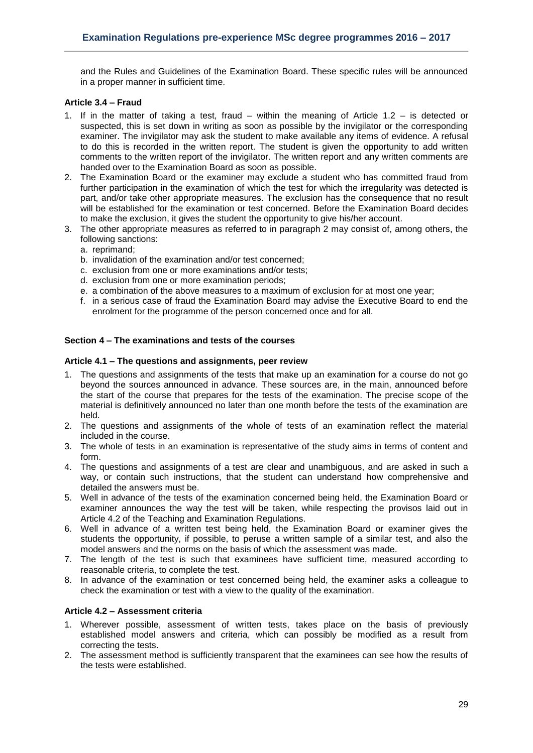and the Rules and Guidelines of the Examination Board. These specific rules will be announced in a proper manner in sufficient time.

### Article 3.4 – Fraud

1. If in the matter of taking a test, fraud – within the meaning of Article 1.2 – is detected or suspected, this is set down in writing as soon as possible by the invigilator or the corresponding examiner. The invigilator may ask the student to make available any items of evidence. A refusal to do this is recorded in the written report. The student is given the opportunity to add written comments to the written report of the invigilator. The written report and any written comments are handed over to the Examination Board as soon as possible.
2. The Examination Board or the examiner may exclude a student who has committed fraud from further participation in the examination of which the test for which the irregularity was detected is part, and/or take other appropriate measures. The exclusion has the consequence that no result will be established for the examination or test concerned. Before the Examination Board decides to make the exclusion, it gives the student the opportunity to give his/her account.
3. The other appropriate measures as referred to in paragraph 2 may consist of, among others, the following sanctions:
   a. reprimand;
   b. invalidation of the examination and/or test concerned;
   c. exclusion from one or more examinations and/or tests;
   d. exclusion from one or more examination periods;
   e. a combination of the above measures to a maximum of exclusion for at most one year;
   f. in a serious case of fraud the Examination Board may advise the Executive Board to end the enrolment for the programme of the person concerned once and for all.

## Section 4 – The examinations and tests of the courses

### Article 4.1 – The questions and assignments, peer review

1. The questions and assignments of the tests that make up an examination for a course do not go beyond the sources announced in advance. These sources are, in the main, announced before the start of the course that prepares for the tests of the examination. The precise scope of the material is definitively announced no later than one month before the tests of the examination are held.
2. The questions and assignments of the whole of tests of an examination reflect the material included in the course.
3. The whole of tests in an examination is representative of the study aims in terms of content and form.
4. The questions and assignments of a test are clear and unambiguous, and are asked in such a way, or contain such instructions, that the student can understand how comprehensive and detailed the answers must be.
5. Well in advance of the tests of the examination concerned being held, the Examination Board or examiner announces the way the test will be taken, while respecting the provisos laid out in Article 4.2 of the Teaching and Examination Regulations.
6. Well in advance of a written test being held, the Examination Board or examiner gives the students the opportunity, if possible, to peruse a written sample of a similar test, and also the model answers and the norms on the basis of which the assessment was made.
7. The length of the test is such that examinees have sufficient time, measured according to reasonable criteria, to complete the test.
8. In advance of the examination or test concerned being held, the examiner asks a colleague to check the examination or test with a view to the quality of the examination.

### Article 4.2 – Assessment criteria

1. Wherever possible, assessment of written tests, takes place on the basis of previously established model answers and criteria, which can possibly be modified as a result from correcting the tests.
2. The assessment method is sufficiently transparent that the examinees can see how the results of the tests were established.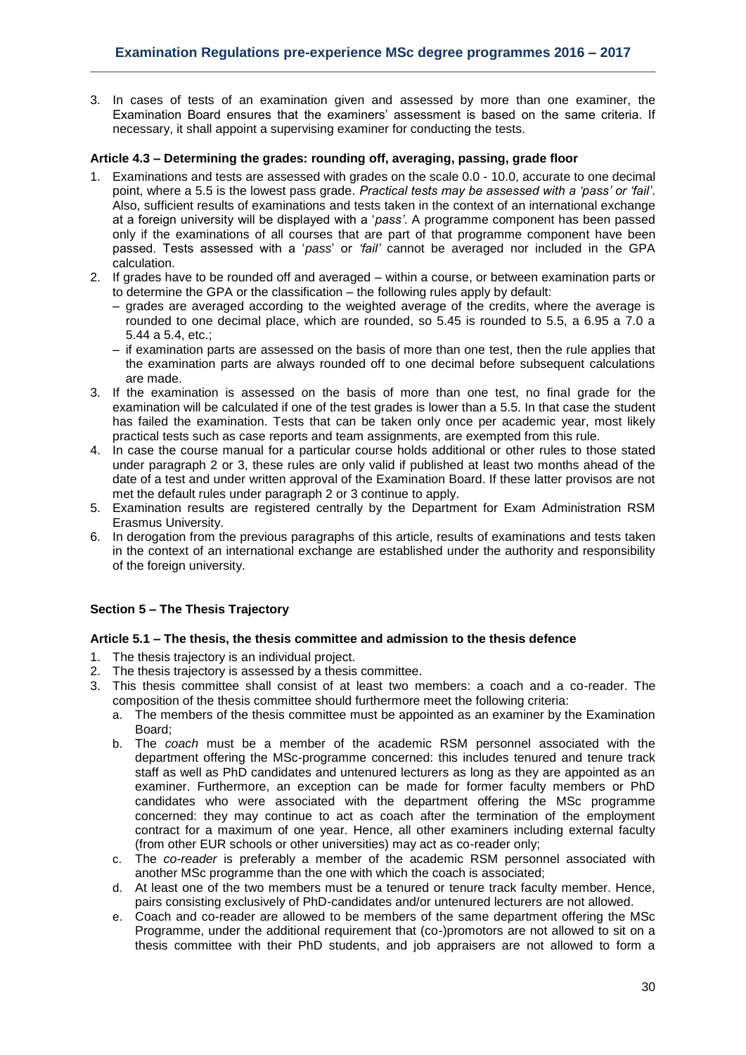3. In cases of tests of an examination given and assessed by more than one examiner, the Examination Board ensures that the examiners' assessment is based on the same criteria. If necessary, it shall appoint a supervising examiner for conducting the tests.

#### Article 4.3 – Determining the grades: rounding off, averaging, passing, grade floor

1. Examinations and tests are assessed with grades on the scale 0.0 - 10.0, accurate to one decimal point, where a 5.5 is the lowest pass grade. *Practical tests may be assessed with a 'pass' or 'fail'*. Also, sufficient results of examinations and tests taken in the context of an international exchange at a foreign university will be displayed with a '*pass'*. A programme component has been passed only if the examinations of all courses that are part of that programme component have been passed. Tests assessed with a '*pass*' or *'fail'* cannot be averaged nor included in the GPA calculation.
2. If grades have to be rounded off and averaged – within a course, or between examination parts or to determine the GPA or the classification – the following rules apply by default:
   – grades are averaged according to the weighted average of the credits, where the average is rounded to one decimal place, which are rounded, so 5.45 is rounded to 5.5, a 6.95 a 7.0 a 5.44 a 5.4, etc.;
   – if examination parts are assessed on the basis of more than one test, then the rule applies that the examination parts are always rounded off to one decimal before subsequent calculations are made.
3. If the examination is assessed on the basis of more than one test, no final grade for the examination will be calculated if one of the test grades is lower than a 5.5. In that case the student has failed the examination. Tests that can be taken only once per academic year, most likely practical tests such as case reports and team assignments, are exempted from this rule.
4. In case the course manual for a particular course holds additional or other rules to those stated under paragraph 2 or 3, these rules are only valid if published at least two months ahead of the date of a test and under written approval of the Examination Board. If these latter provisos are not met the default rules under paragraph 2 or 3 continue to apply.
5. Examination results are registered centrally by the Department for Exam Administration RSM Erasmus University.
6. In derogation from the previous paragraphs of this article, results of examinations and tests taken in the context of an international exchange are established under the authority and responsibility of the foreign university.

### Section 5 – The Thesis Trajectory

#### Article 5.1 – The thesis, the thesis committee and admission to the thesis defence

1. The thesis trajectory is an individual project.
2. The thesis trajectory is assessed by a thesis committee.
3. This thesis committee shall consist of at least two members: a coach and a co-reader. The composition of the thesis committee should furthermore meet the following criteria:
   a. The members of the thesis committee must be appointed as an examiner by the Examination Board;
   b. The *coach* must be a member of the academic RSM personnel associated with the department offering the MSc-programme concerned: this includes tenured and tenure track staff as well as PhD candidates and untenured lecturers as long as they are appointed as an examiner. Furthermore, an exception can be made for former faculty members or PhD candidates who were associated with the department offering the MSc programme concerned: they may continue to act as coach after the termination of the employment contract for a maximum of one year. Hence, all other examiners including external faculty (from other EUR schools or other universities) may act as co-reader only;
   c. The *co-reader* is preferably a member of the academic RSM personnel associated with another MSc programme than the one with which the coach is associated;
   d. At least one of the two members must be a tenured or tenure track faculty member. Hence, pairs consisting exclusively of PhD-candidates and/or untenured lecturers are not allowed.
   e. Coach and co-reader are allowed to be members of the same department offering the MSc Programme, under the additional requirement that (co-)promotors are not allowed to sit on a thesis committee with their PhD students, and job appraisers are not allowed to form a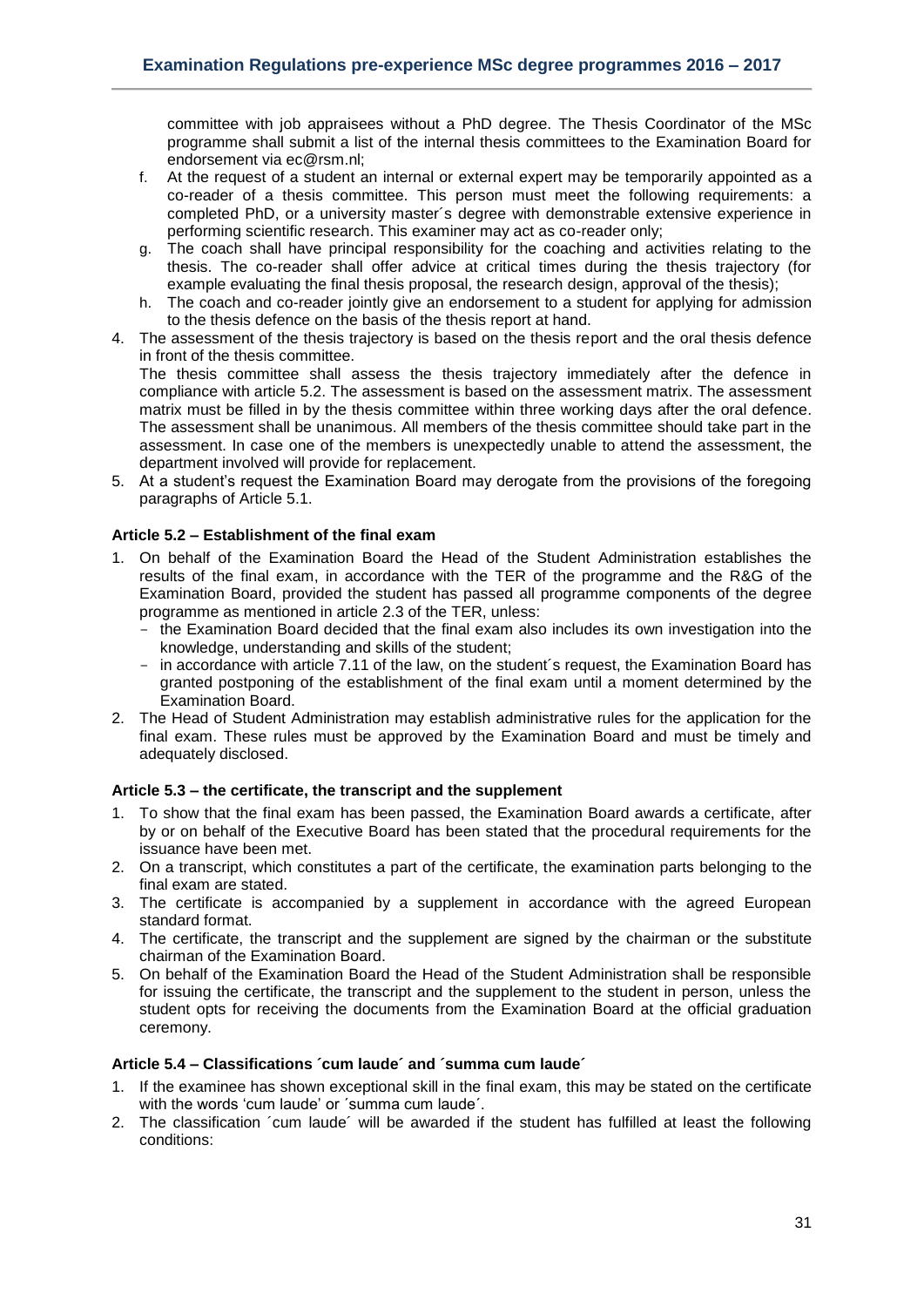committee with job appraisees without a PhD degree. The Thesis Coordinator of the MSc programme shall submit a list of the internal thesis committees to the Examination Board for endorsement via ec@rsm.nl;

f. At the request of a student an internal or external expert may be temporarily appointed as a co-reader of a thesis committee. This person must meet the following requirements: a completed PhD, or a university master´s degree with demonstrable extensive experience in performing scientific research. This examiner may act as co-reader only;

g. The coach shall have principal responsibility for the coaching and activities relating to the thesis. The co-reader shall offer advice at critical times during the thesis trajectory (for example evaluating the final thesis proposal, the research design, approval of the thesis);

h. The coach and co-reader jointly give an endorsement to a student for applying for admission to the thesis defence on the basis of the thesis report at hand.

4. The assessment of the thesis trajectory is based on the thesis report and the oral thesis defence in front of the thesis committee.
   The thesis committee shall assess the thesis trajectory immediately after the defence in compliance with article 5.2. The assessment is based on the assessment matrix. The assessment matrix must be filled in by the thesis committee within three working days after the oral defence. The assessment shall be unanimous. All members of the thesis committee should take part in the assessment. In case one of the members is unexpectedly unable to attend the assessment, the department involved will provide for replacement.
5. At a student's request the Examination Board may derogate from the provisions of the foregoing paragraphs of Article 5.1.

### Article 5.2 – Establishment of the final exam

1. On behalf of the Examination Board the Head of the Student Administration establishes the results of the final exam, in accordance with the TER of the programme and the R&G of the Examination Board, provided the student has passed all programme components of the degree programme as mentioned in article 2.3 of the TER, unless:
   - the Examination Board decided that the final exam also includes its own investigation into the knowledge, understanding and skills of the student;
   - in accordance with article 7.11 of the law, on the student´s request, the Examination Board has granted postponing of the establishment of the final exam until a moment determined by the Examination Board.
2. The Head of Student Administration may establish administrative rules for the application for the final exam. These rules must be approved by the Examination Board and must be timely and adequately disclosed.

### Article 5.3 – the certificate, the transcript and the supplement

1. To show that the final exam has been passed, the Examination Board awards a certificate, after by or on behalf of the Executive Board has been stated that the procedural requirements for the issuance have been met.
2. On a transcript, which constitutes a part of the certificate, the examination parts belonging to the final exam are stated.
3. The certificate is accompanied by a supplement in accordance with the agreed European standard format.
4. The certificate, the transcript and the supplement are signed by the chairman or the substitute chairman of the Examination Board.
5. On behalf of the Examination Board the Head of the Student Administration shall be responsible for issuing the certificate, the transcript and the supplement to the student in person, unless the student opts for receiving the documents from the Examination Board at the official graduation ceremony.

### Article 5.4 – Classifications ´cum laude´ and ´summa cum laude´

1. If the examinee has shown exceptional skill in the final exam, this may be stated on the certificate with the words 'cum laude' or ´summa cum laude´.
2. The classification ´cum laude´ will be awarded if the student has fulfilled at least the following conditions: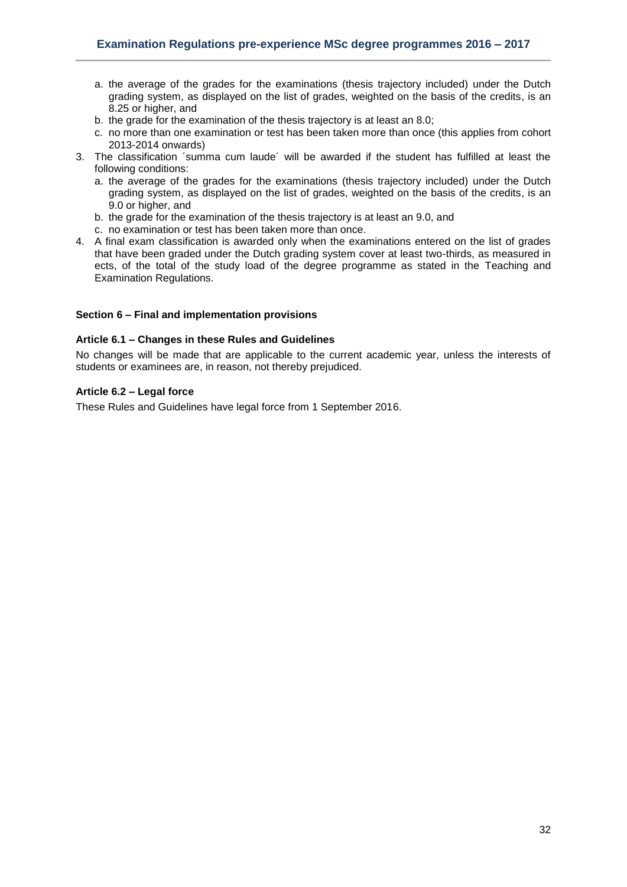a. the average of the grades for the examinations (thesis trajectory included) under the Dutch grading system, as displayed on the list of grades, weighted on the basis of the credits, is an 8.25 or higher, and
b. the grade for the examination of the thesis trajectory is at least an 8.0;
c. no more than one examination or test has been taken more than once (this applies from cohort 2013-2014 onwards)

3. The classification ´summa cum laude´ will be awarded if the student has fulfilled at least the following conditions:
   a. the average of the grades for the examinations (thesis trajectory included) under the Dutch grading system, as displayed on the list of grades, weighted on the basis of the credits, is an 9.0 or higher, and
   b. the grade for the examination of the thesis trajectory is at least an 9.0, and
   c. no examination or test has been taken more than once.
4. A final exam classification is awarded only when the examinations entered on the list of grades that have been graded under the Dutch grading system cover at least two-thirds, as measured in ects, of the total of the study load of the degree programme as stated in the Teaching and Examination Regulations.

## Section 6 – Final and implementation provisions

### Article 6.1 – Changes in these Rules and Guidelines

No changes will be made that are applicable to the current academic year, unless the interests of students or examinees are, in reason, not thereby prejudiced.

### Article 6.2 – Legal force

These Rules and Guidelines have legal force from 1 September 2016.